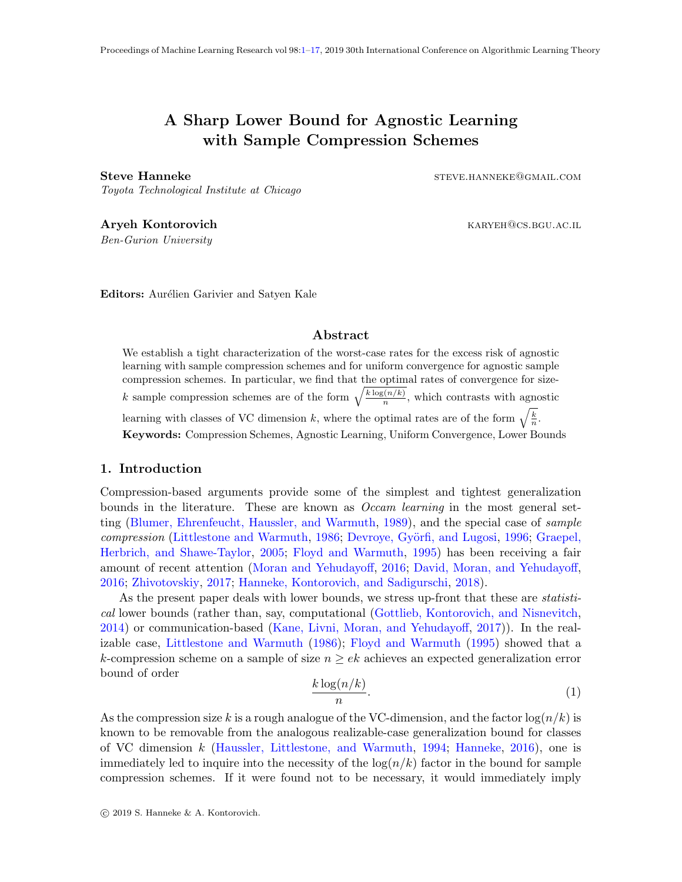# A Sharp Lower Bound for Agnostic Learning with Sample Compression Schemes

**Steve Hanneke** STEVE.HANNEKE@GMAIL.COM
*Toyota Technological Institute at Chicago*

**Aryeh Kontorovich** KARYEH@CS.BGU.AC.IL
*Ben-Gurion University*

**Editors:** Aurélien Garivier and Satyen Kale

## Abstract

We establish a tight characterization of the worst-case rates for the excess risk of agnostic learning with sample compression schemes and for uniform convergence for agnostic sample compression schemes. In particular, we find that the optimal rates of convergence for size-$k$ sample compression schemes are of the form $\sqrt{\frac{k\log(n/k)}{n}}$, which contrasts with agnostic learning with classes of VC dimension $k$, where the optimal rates are of the form $\sqrt{\frac{k}{n}}$.

**Keywords:** Compression Schemes, Agnostic Learning, Uniform Convergence, Lower Bounds

## 1. Introduction

Compression-based arguments provide some of the simplest and tightest generalization bounds in the literature. These are known as *Occam learning* in the most general setting (Blumer, Ehrenfeucht, Haussler, and Warmuth, 1989), and the special case of *sample compression* (Littlestone and Warmuth, 1986; Devroye, Györfi, and Lugosi, 1996; Graepel, Herbrich, and Shawe-Taylor, 2005; Floyd and Warmuth, 1995) has been receiving a fair amount of recent attention (Moran and Yehudayoff, 2016; David, Moran, and Yehudayoff, 2016; Zhivotovskiy, 2017; Hanneke, Kontorovich, and Sadigurschi, 2018).

As the present paper deals with lower bounds, we stress up-front that these are *statistical* lower bounds (rather than, say, computational (Gottlieb, Kontorovich, and Nisnevitch, 2014) or communication-based (Kane, Livni, Moran, and Yehudayoff, 2017)). In the realizable case, Littlestone and Warmuth (1986); Floyd and Warmuth (1995) showed that a $k$-compression scheme on a sample of size $n \geq ek$ achieves an expected generalization error bound of order

$$\frac{k\log(n/k)}{n}. \tag{1}$$

As the compression size $k$ is a rough analogue of the VC-dimension, and the factor $\log(n/k)$ is known to be removable from the analogous realizable-case generalization bound for classes of VC dimension $k$ (Haussler, Littlestone, and Warmuth, 1994; Hanneke, 2016), one is immediately led to inquire into the necessity of the $\log(n/k)$ factor in the bound for sample compression schemes. If it were found not to be necessary, it would immediately imply

© 2019 S. Hanneke & A. Kontorovich.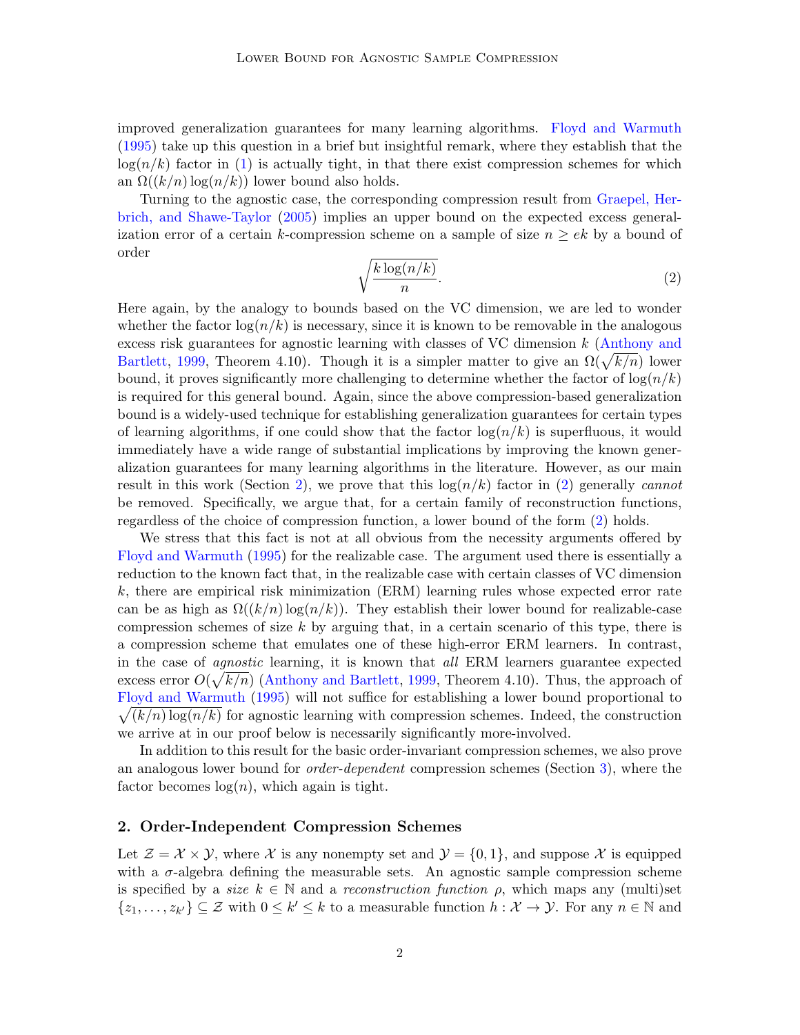improved generalization guarantees for many learning algorithms. Floyd and Warmuth (1995) take up this question in a brief but insightful remark, where they establish that the $\log(n/k)$ factor in (1) is actually tight, in that there exist compression schemes for which an $\Omega((k/n)\log(n/k))$ lower bound also holds.

Turning to the agnostic case, the corresponding compression result from Graepel, Herbrich, and Shawe-Taylor (2005) implies an upper bound on the expected excess generalization error of a certain $k$-compression scheme on a sample of size $n \geq ek$ by a bound of order

$$\sqrt{\frac{k\log(n/k)}{n}}. \tag{2}$$

Here again, by the analogy to bounds based on the VC dimension, we are led to wonder whether the factor $\log(n/k)$ is necessary, since it is known to be removable in the analogous excess risk guarantees for agnostic learning with classes of VC dimension $k$ (Anthony and Bartlett, 1999, Theorem 4.10). Though it is a simpler matter to give an $\Omega(\sqrt{k/n})$ lower bound, it proves significantly more challenging to determine whether the factor of $\log(n/k)$ is required for this general bound. Again, since the above compression-based generalization bound is a widely-used technique for establishing generalization guarantees for certain types of learning algorithms, if one could show that the factor $\log(n/k)$ is superfluous, it would immediately have a wide range of substantial implications by improving the known generalization guarantees for many learning algorithms in the literature. However, as our main result in this work (Section 2), we prove that this $\log(n/k)$ factor in (2) generally *cannot* be removed. Specifically, we argue that, for a certain family of reconstruction functions, regardless of the choice of compression function, a lower bound of the form (2) holds.

We stress that this fact is not at all obvious from the necessity arguments offered by Floyd and Warmuth (1995) for the realizable case. The argument used there is essentially a reduction to the known fact that, in the realizable case with certain classes of VC dimension $k$, there are empirical risk minimization (ERM) learning rules whose expected error rate can be as high as $\Omega((k/n)\log(n/k))$. They establish their lower bound for realizable-case compression schemes of size $k$ by arguing that, in a certain scenario of this type, there is a compression scheme that emulates one of these high-error ERM learners. In contrast, in the case of *agnostic* learning, it is known that *all* ERM learners guarantee expected excess error $O(\sqrt{k/n})$ (Anthony and Bartlett, 1999, Theorem 4.10). Thus, the approach of Floyd and Warmuth (1995) will not suffice for establishing a lower bound proportional to $\sqrt{(k/n)\log(n/k)}$ for agnostic learning with compression schemes. Indeed, the construction we arrive at in our proof below is necessarily significantly more-involved.

In addition to this result for the basic order-invariant compression schemes, we also prove an analogous lower bound for *order-dependent* compression schemes (Section 3), where the factor becomes $\log(n)$, which again is tight.

## 2. Order-Independent Compression Schemes

Let $\mathcal{Z} = \mathcal{X} \times \mathcal{Y}$, where $\mathcal{X}$ is any nonempty set and $\mathcal{Y} = \{0, 1\}$, and suppose $\mathcal{X}$ is equipped with a $\sigma$-algebra defining the measurable sets. An agnostic sample compression scheme is specified by a *size* $k \in \mathbb{N}$ and a *reconstruction function* $\rho$, which maps any (multi)set $\{z_1, \ldots, z_{k'}\} \subseteq \mathcal{Z}$ with $0 \leq k' \leq k$ to a measurable function $h : \mathcal{X} \to \mathcal{Y}$. For any $n \in \mathbb{N}$ and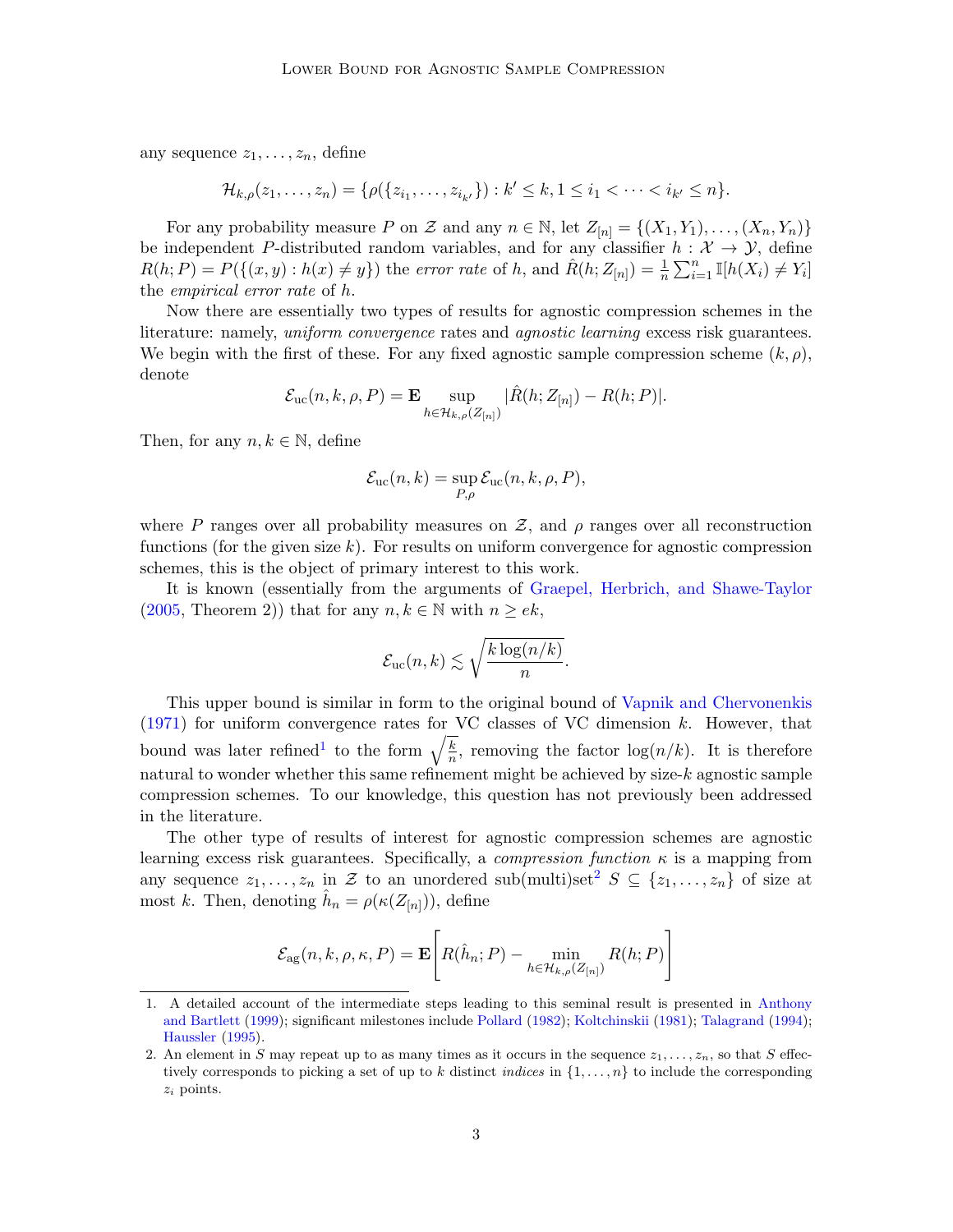any sequence $z_1, \ldots, z_n$, define

$$\mathcal{H}_{k,\rho}(z_1, \ldots, z_n) = \{\rho(\{z_{i_1}, \ldots, z_{i_{k'}}\}) : k' \leq k, 1 \leq i_1 < \cdots < i_{k'} \leq n\}.$$

For any probability measure $P$ on $\mathcal{Z}$ and any $n \in \mathbb{N}$, let $Z_{[n]} = \{(X_1, Y_1), \ldots, (X_n, Y_n)\}$ be independent $P$-distributed random variables, and for any classifier $h : \mathcal{X} \to \mathcal{Y}$, define $R(h; P) = P(\{(x, y) : h(x) \neq y\})$ the *error rate* of $h$, and $\hat{R}(h; Z_{[n]}) = \frac{1}{n} \sum_{i=1}^{n} \mathbb{I}[h(X_i) \neq Y_i]$ the *empirical error rate* of $h$.

Now there are essentially two types of results for agnostic compression schemes in the literature: namely, *uniform convergence* rates and *agnostic learning* excess risk guarantees. We begin with the first of these. For any fixed agnostic sample compression scheme $(k, \rho)$, denote

$$\mathcal{E}_{\mathrm{uc}}(n, k, \rho, P) = \mathbf{E} \sup_{h \in \mathcal{H}_{k,\rho}(Z_{[n]})} |\hat{R}(h; Z_{[n]}) - R(h; P)|.$$

Then, for any $n, k \in \mathbb{N}$, define

$$\mathcal{E}_{\mathrm{uc}}(n, k) = \sup_{P, \rho} \mathcal{E}_{\mathrm{uc}}(n, k, \rho, P),$$

where $P$ ranges over all probability measures on $\mathcal{Z}$, and $\rho$ ranges over all reconstruction functions (for the given size $k$). For results on uniform convergence for agnostic compression schemes, this is the object of primary interest to this work.

It is known (essentially from the arguments of Graepel, Herbrich, and Shawe-Taylor (2005, Theorem 2)) that for any $n, k \in \mathbb{N}$ with $n \geq ek$,

$$\mathcal{E}_{\mathrm{uc}}(n, k) \lesssim \sqrt{\frac{k \log(n/k)}{n}}.$$

This upper bound is similar in form to the original bound of Vapnik and Chervonenkis (1971) for uniform convergence rates for VC classes of VC dimension $k$. However, that bound was later refined[1] to the form $\sqrt{\frac{k}{n}}$, removing the factor $\log(n/k)$. It is therefore natural to wonder whether this same refinement might be achieved by size-$k$ agnostic sample compression schemes. To our knowledge, this question has not previously been addressed in the literature.

The other type of results of interest for agnostic compression schemes are agnostic learning excess risk guarantees. Specifically, a *compression function* $\kappa$ is a mapping from any sequence $z_1, \ldots, z_n$ in $\mathcal{Z}$ to an unordered sub(multi)set[2] $S \subseteq \{z_1, \ldots, z_n\}$ of size at most $k$. Then, denoting $\hat{h}_n = \rho(\kappa(Z_{[n]}))$, define

$$\mathcal{E}_{\mathrm{ag}}(n, k, \rho, \kappa, P) = \mathbf{E}\left[R(\hat{h}_n; P) - \min_{h \in \mathcal{H}_{k,\rho}(Z_{[n]})} R(h; P)\right]$$

1. A detailed account of the intermediate steps leading to this seminal result is presented in Anthony and Bartlett (1999); significant milestones include Pollard (1982); Koltchinskii (1981); Talagrand (1994); Haussler (1995).

2. An element in $S$ may repeat up to as many times as it occurs in the sequence $z_1, \ldots, z_n$, so that $S$ effectively corresponds to picking a set of up to $k$ distinct *indices* in $\{1, \ldots, n\}$ to include the corresponding $z_i$ points.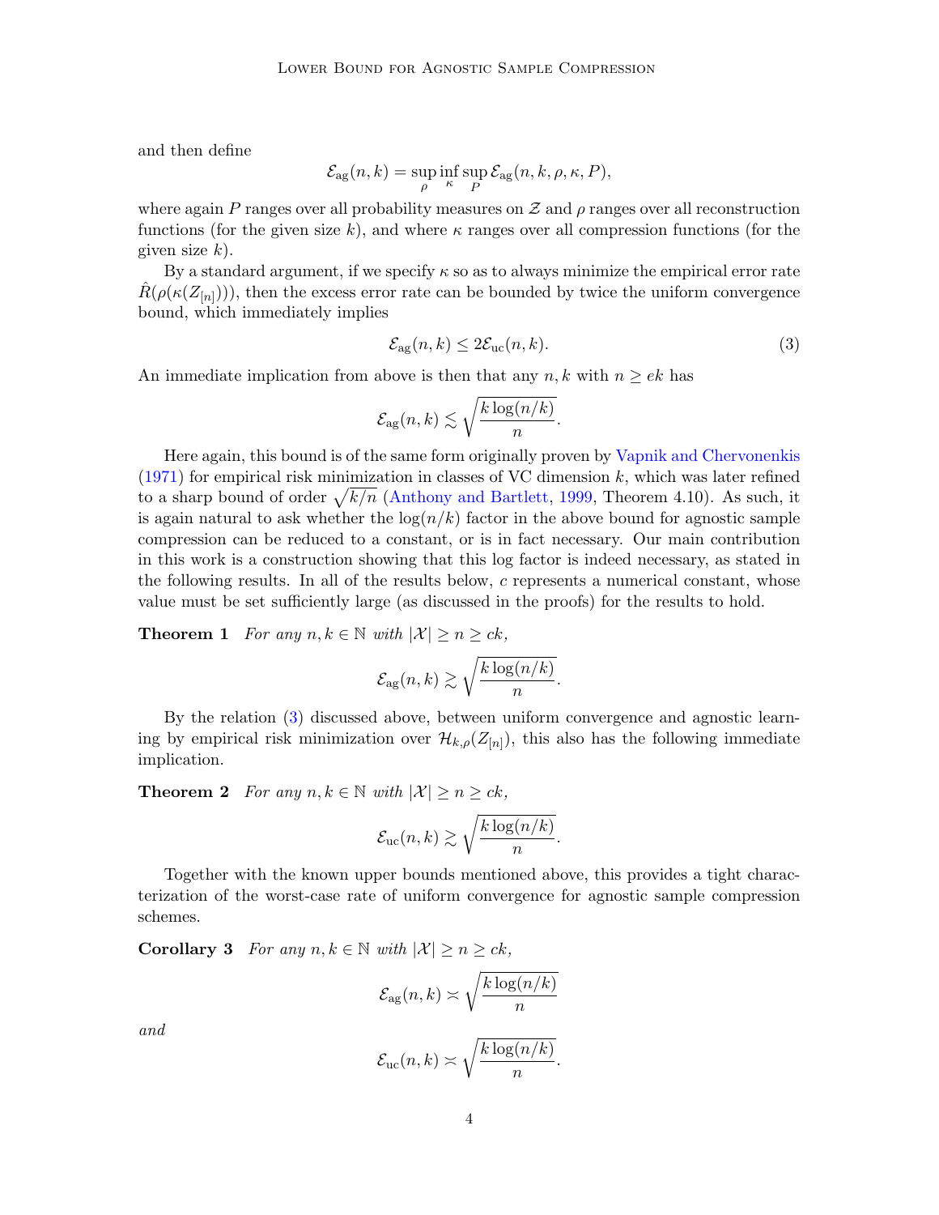and then define

$$\mathcal{E}_{\mathrm{ag}}(n,k) = \sup_{\rho} \inf_{\kappa} \sup_{P} \mathcal{E}_{\mathrm{ag}}(n,k,\rho,\kappa,P),$$

where again $P$ ranges over all probability measures on $\mathcal{Z}$ and $\rho$ ranges over all reconstruction functions (for the given size $k$), and where $\kappa$ ranges over all compression functions (for the given size $k$).

By a standard argument, if we specify $\kappa$ so as to always minimize the empirical error rate $\hat{R}(\rho(\kappa(Z_{[n]})))$, then the excess error rate can be bounded by twice the uniform convergence bound, which immediately implies

$$\mathcal{E}_{\mathrm{ag}}(n,k) \leq 2\mathcal{E}_{\mathrm{uc}}(n,k). \tag{3}$$

An immediate implication from above is then that any $n, k$ with $n \geq ek$ has

$$\mathcal{E}_{\mathrm{ag}}(n,k) \lesssim \sqrt{\frac{k \log(n/k)}{n}}.$$

Here again, this bound is of the same form originally proven by Vapnik and Chervonenkis (1971) for empirical risk minimization in classes of VC dimension $k$, which was later refined to a sharp bound of order $\sqrt{k/n}$ (Anthony and Bartlett, 1999, Theorem 4.10). As such, it is again natural to ask whether the $\log(n/k)$ factor in the above bound for agnostic sample compression can be reduced to a constant, or is in fact necessary. Our main contribution in this work is a construction showing that this log factor is indeed necessary, as stated in the following results. In all of the results below, $c$ represents a numerical constant, whose value must be set sufficiently large (as discussed in the proofs) for the results to hold.

**Theorem 1** *For any $n, k \in \mathbb{N}$ with $|\mathcal{X}| \geq n \geq ck$,*

$$\mathcal{E}_{\mathrm{ag}}(n,k) \gtrsim \sqrt{\frac{k \log(n/k)}{n}}.$$

By the relation (3) discussed above, between uniform convergence and agnostic learning by empirical risk minimization over $\mathcal{H}_{k,\rho}(Z_{[n]})$, this also has the following immediate implication.

**Theorem 2** *For any $n, k \in \mathbb{N}$ with $|\mathcal{X}| \geq n \geq ck$,*

$$\mathcal{E}_{\mathrm{uc}}(n,k) \gtrsim \sqrt{\frac{k \log(n/k)}{n}}.$$

Together with the known upper bounds mentioned above, this provides a tight characterization of the worst-case rate of uniform convergence for agnostic sample compression schemes.

**Corollary 3** *For any $n, k \in \mathbb{N}$ with $|\mathcal{X}| \geq n \geq ck$,*

$$\mathcal{E}_{\mathrm{ag}}(n,k) \asymp \sqrt{\frac{k \log(n/k)}{n}}$$

*and*

$$\mathcal{E}_{\mathrm{uc}}(n,k) \asymp \sqrt{\frac{k \log(n/k)}{n}}.$$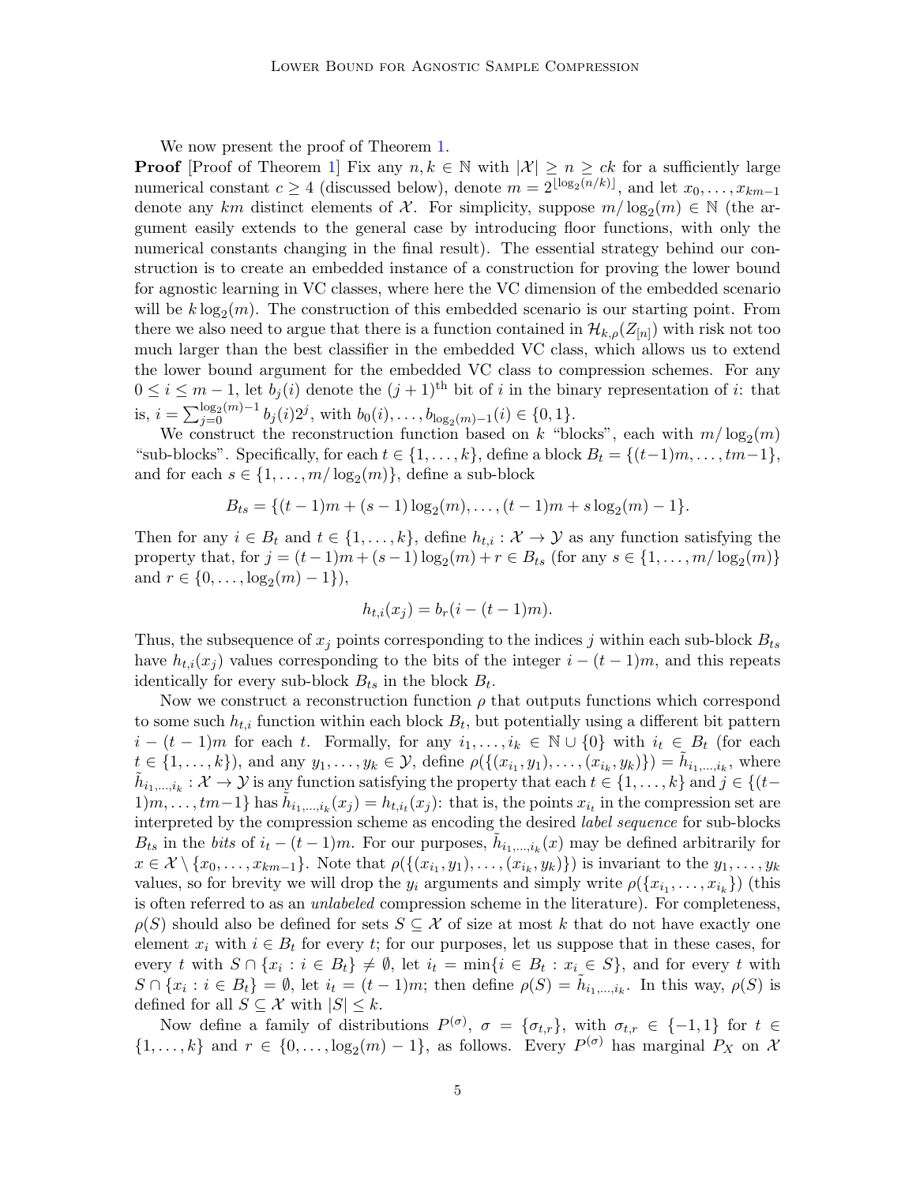We now present the proof of Theorem 1.

**Proof** [Proof of Theorem 1] Fix any $n, k \in \mathbb{N}$ with $|\mathcal{X}| \geq n \geq ck$ for a sufficiently large numerical constant $c \geq 4$ (discussed below), denote $m = 2^{\lfloor \log_2(n/k) \rfloor}$, and let $x_0, \ldots, x_{km-1}$ denote any $km$ distinct elements of $\mathcal{X}$. For simplicity, suppose $m/\log_2(m) \in \mathbb{N}$ (the argument easily extends to the general case by introducing floor functions, with only the numerical constants changing in the final result). The essential strategy behind our construction is to create an embedded instance of a construction for proving the lower bound for agnostic learning in VC classes, where here the VC dimension of the embedded scenario will be $k \log_2(m)$. The construction of this embedded scenario is our starting point. From there we also need to argue that there is a function contained in $\mathcal{H}_{k,\rho}(Z_{[n]})$ with risk not too much larger than the best classifier in the embedded VC class, which allows us to extend the lower bound argument for the embedded VC class to compression schemes. For any $0 \leq i \leq m-1$, let $b_j(i)$ denote the $(j+1)^{\text{th}}$ bit of $i$ in the binary representation of $i$: that is, $i = \sum_{j=0}^{\log_2(m)-1} b_j(i) 2^j$, with $b_0(i), \ldots, b_{\log_2(m)-1}(i) \in \{0,1\}$.

We construct the reconstruction function based on $k$ "blocks", each with $m/\log_2(m)$ "sub-blocks". Specifically, for each $t \in \{1, \ldots, k\}$, define a block $B_t = \{(t-1)m, \ldots, tm-1\}$, and for each $s \in \{1, \ldots, m/\log_2(m)\}$, define a sub-block

$$B_{ts} = \{(t-1)m + (s-1)\log_2(m), \ldots, (t-1)m + s\log_2(m) - 1\}.$$

Then for any $i \in B_t$ and $t \in \{1, \ldots, k\}$, define $h_{t,i} : \mathcal{X} \to \mathcal{Y}$ as any function satisfying the property that, for $j = (t-1)m + (s-1)\log_2(m) + r \in B_{ts}$ (for any $s \in \{1, \ldots, m/\log_2(m)\}$ and $r \in \{0, \ldots, \log_2(m) - 1\}$),

$$h_{t,i}(x_j) = b_r(i - (t-1)m).$$

Thus, the subsequence of $x_j$ points corresponding to the indices $j$ within each sub-block $B_{ts}$ have $h_{t,i}(x_j)$ values corresponding to the bits of the integer $i - (t-1)m$, and this repeats identically for every sub-block $B_{ts}$ in the block $B_t$.

Now we construct a reconstruction function $\rho$ that outputs functions which correspond to some such $h_{t,i}$ function within each block $B_t$, but potentially using a different bit pattern $i - (t-1)m$ for each $t$. Formally, for any $i_1, \ldots, i_k \in \mathbb{N} \cup \{0\}$ with $i_t \in B_t$ (for each $t \in \{1, \ldots, k\}$), and any $y_1, \ldots, y_k \in \mathcal{Y}$, define $\rho(\{(x_{i_1}, y_1), \ldots, (x_{i_k}, y_k)\}) = \tilde{h}_{i_1,\ldots,i_k}$, where $\tilde{h}_{i_1,\ldots,i_k} : \mathcal{X} \to \mathcal{Y}$ is any function satisfying the property that each $t \in \{1, \ldots, k\}$ and $j \in \{(t-1)m, \ldots, tm-1\}$ has $\tilde{h}_{i_1,\ldots,i_k}(x_j) = h_{t,i_t}(x_j)$: that is, the points $x_{i_t}$ in the compression set are interpreted by the compression scheme as encoding the desired *label sequence* for sub-blocks $B_{ts}$ in the *bits* of $i_t - (t-1)m$. For our purposes, $\tilde{h}_{i_1,\ldots,i_k}(x)$ may be defined arbitrarily for $x \in \mathcal{X} \setminus \{x_0, \ldots, x_{km-1}\}$. Note that $\rho(\{(x_{i_1}, y_1), \ldots, (x_{i_k}, y_k)\})$ is invariant to the $y_1, \ldots, y_k$ values, so for brevity we will drop the $y_i$ arguments and simply write $\rho(\{x_{i_1}, \ldots, x_{i_k}\})$ (this is often referred to as an *unlabeled* compression scheme in the literature). For completeness, $\rho(S)$ should also be defined for sets $S \subseteq \mathcal{X}$ of size at most $k$ that do not have exactly one element $x_i$ with $i \in B_t$ for every $t$; for our purposes, let us suppose that in these cases, for every $t$ with $S \cap \{x_i : i \in B_t\} \neq \emptyset$, let $i_t = \min\{i \in B_t : x_i \in S\}$, and for every $t$ with $S \cap \{x_i : i \in B_t\} = \emptyset$, let $i_t = (t-1)m$; then define $\rho(S) = \tilde{h}_{i_1,\ldots,i_k}$. In this way, $\rho(S)$ is defined for all $S \subseteq \mathcal{X}$ with $|S| \leq k$.

Now define a family of distributions $P^{(\sigma)}$, $\sigma = \{\sigma_{t,r}\}$, with $\sigma_{t,r} \in \{-1, 1\}$ for $t \in \{1, \ldots, k\}$ and $r \in \{0, \ldots, \log_2(m) - 1\}$, as follows. Every $P^{(\sigma)}$ has marginal $P_X$ on $\mathcal{X}$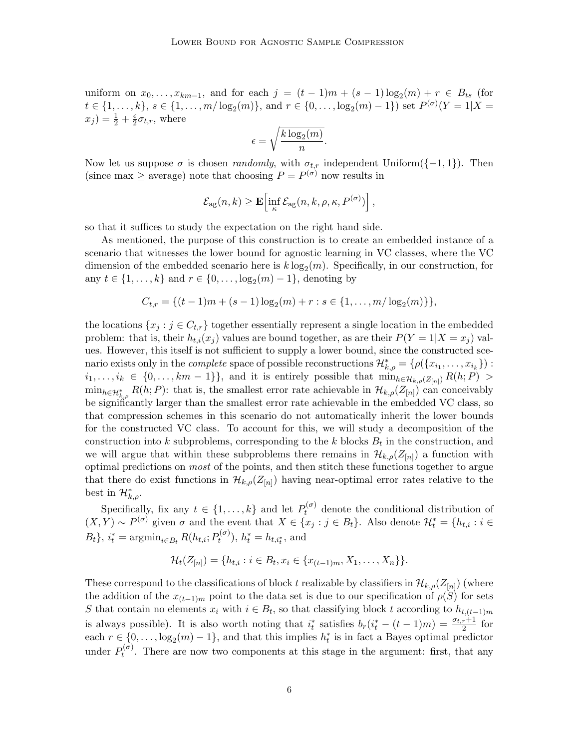uniform on $x_0, \ldots, x_{km-1}$, and for each $j = (t-1)m + (s-1)\log_2(m) + r \in B_{ts}$ (for $t \in \{1, \ldots, k\}$, $s \in \{1, \ldots, m/\log_2(m)\}$, and $r \in \{0, \ldots, \log_2(m) - 1\}$) set $P^{(\sigma)}(Y = 1 | X = x_j) = \frac{1}{2} + \frac{\epsilon}{2}\sigma_{t,r}$, where

$$\epsilon = \sqrt{\frac{k \log_2(m)}{n}}.$$

Now let us suppose $\sigma$ is chosen *randomly*, with $\sigma_{t,r}$ independent Uniform($\{-1, 1\}$). Then (since max $\geq$ average) note that choosing $P = P^{(\sigma)}$ now results in

$$\mathcal{E}_{\mathrm{ag}}(n, k) \geq \mathbf{E}\Big[\inf_{\kappa} \mathcal{E}_{\mathrm{ag}}(n, k, \rho, \kappa, P^{(\sigma)})\Big],$$

so that it suffices to study the expectation on the right hand side.

As mentioned, the purpose of this construction is to create an embedded instance of a scenario that witnesses the lower bound for agnostic learning in VC classes, where the VC dimension of the embedded scenario here is $k \log_2(m)$. Specifically, in our construction, for any $t \in \{1, \ldots, k\}$ and $r \in \{0, \ldots, \log_2(m) - 1\}$, denoting by

$$C_{t,r} = \{(t-1)m + (s-1)\log_2(m) + r : s \in \{1, \ldots, m/\log_2(m)\}\},$$

the locations $\{x_j : j \in C_{t,r}\}$ together essentially represent a single location in the embedded problem: that is, their $h_{t,i}(x_j)$ values are bound together, as are their $P(Y = 1 | X = x_j)$ values. However, this itself is not sufficient to supply a lower bound, since the constructed scenario exists only in the *complete* space of possible reconstructions $\mathcal{H}^*_{k,\rho} = \{\rho(\{x_{i_1}, \ldots, x_{i_k}\}) : i_1, \ldots, i_k \in \{0, \ldots, km-1\}\}$, and it is entirely possible that $\min_{h \in \mathcal{H}_{k,\rho}(Z_{[n]})} R(h; P) > \min_{h \in \mathcal{H}^*_{k,\rho}} R(h; P)$: that is, the smallest error rate achievable in $\mathcal{H}_{k,\rho}(Z_{[n]})$ can conceivably be significantly larger than the smallest error rate achievable in the embedded VC class, so that compression schemes in this scenario do not automatically inherit the lower bounds for the constructed VC class. To account for this, we will study a decomposition of the construction into $k$ subproblems, corresponding to the $k$ blocks $B_t$ in the construction, and we will argue that within these subproblems there remains in $\mathcal{H}_{k,\rho}(Z_{[n]})$ a function with optimal predictions on *most* of the points, and then stitch these functions together to argue that there do exist functions in $\mathcal{H}_{k,\rho}(Z_{[n]})$ having near-optimal error rates relative to the best in $\mathcal{H}^*_{k,\rho}$.

Specifically, fix any $t \in \{1, \ldots, k\}$ and let $P^{(\sigma)}_t$ denote the conditional distribution of $(X, Y) \sim P^{(\sigma)}$ given $\sigma$ and the event that $X \in \{x_j : j \in B_t\}$. Also denote $\mathcal{H}^*_t = \{h_{t,i} : i \in B_t\}$, $i^*_t = \operatorname{argmin}_{i \in B_t} R(h_{t,i}; P^{(\sigma)}_t)$, $h^*_t = h_{t,i^*_t}$, and

$$\mathcal{H}_t(Z_{[n]}) = \{h_{t,i} : i \in B_t, x_i \in \{x_{(t-1)m}, X_1, \ldots, X_n\}\}.$$

These correspond to the classifications of block $t$ realizable by classifiers in $\mathcal{H}_{k,\rho}(Z_{[n]})$ (where the addition of the $x_{(t-1)m}$ point to the data set is due to our specification of $\rho(S)$ for sets $S$ that contain no elements $x_i$ with $i \in B_t$, so that classifying block $t$ according to $h_{t,(t-1)m}$ is always possible). It is also worth noting that $i^*_t$ satisfies $b_r(i^*_t - (t-1)m) = \frac{\sigma_{t,r}+1}{2}$ for each $r \in \{0, \ldots, \log_2(m) - 1\}$, and that this implies $h^*_t$ is in fact a Bayes optimal predictor under $P^{(\sigma)}_t$. There are now two components at this stage in the argument: first, that any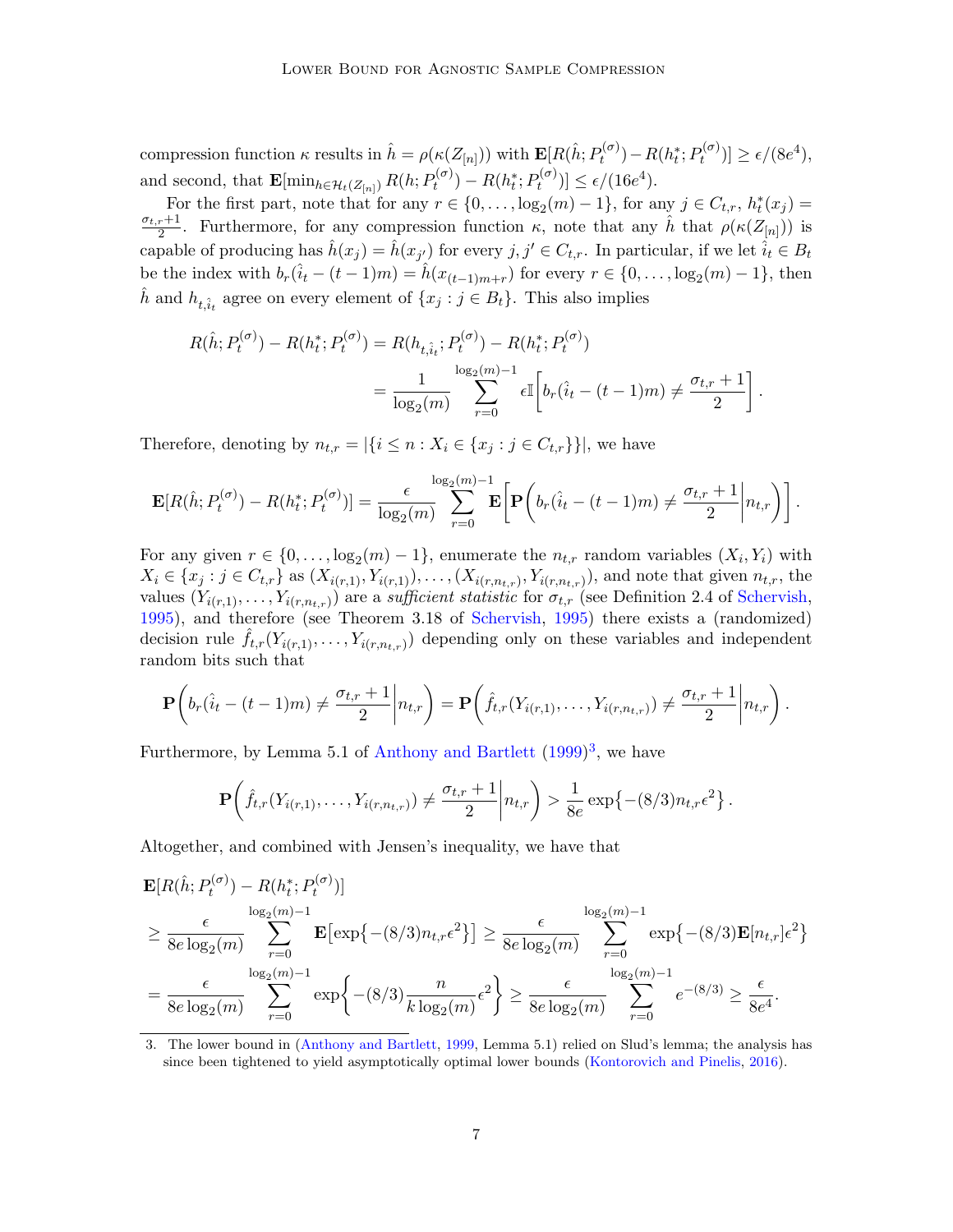compression function $\kappa$ results in $\hat{h} = \rho(\kappa(Z_{[n]}))$ with $\mathbf{E}[R(\hat{h}; P_t^{(\sigma)}) - R(h_t^*; P_t^{(\sigma)})] \geq \epsilon/(8e^4)$, and second, that $\mathbf{E}[\min_{h \in \mathcal{H}_t(Z_{[n]})} R(h; P_t^{(\sigma)}) - R(h_t^*; P_t^{(\sigma)})] \leq \epsilon/(16e^4)$.

For the first part, note that for any $r \in \{0, \ldots, \log_2(m) - 1\}$, for any $j \in C_{t,r}$, $h_t^*(x_j) = \frac{\sigma_{t,r}+1}{2}$. Furthermore, for any compression function $\kappa$, note that any $\hat{h}$ that $\rho(\kappa(Z_{[n]}))$ is capable of producing has $\hat{h}(x_j) = \hat{h}(x_{j'})$ for every $j, j' \in C_{t,r}$. In particular, if we let $\hat{i}_t \in B_t$ be the index with $b_r(\hat{i}_t - (t-1)m) = \hat{h}(x_{(t-1)m+r})$ for every $r \in \{0, \ldots, \log_2(m) - 1\}$, then $\hat{h}$ and $h_{t,\hat{i}_t}$ agree on every element of $\{x_j : j \in B_t\}$. This also implies

$$
\begin{aligned}
R(\hat{h}; P_t^{(\sigma)}) - R(h_t^*; P_t^{(\sigma)}) &= R(h_{t,\hat{i}_t}; P_t^{(\sigma)}) - R(h_t^*; P_t^{(\sigma)}) \\
&= \frac{1}{\log_2(m)} \sum_{r=0}^{\log_2(m)-1} \epsilon \mathbb{I}\left[ b_r(\hat{i}_t - (t-1)m) \neq \frac{\sigma_{t,r}+1}{2} \right].
\end{aligned}
$$

Therefore, denoting by $n_{t,r} = |\{i \leq n : X_i \in \{x_j : j \in C_{t,r}\}\}|$, we have

$$
\mathbf{E}[R(\hat{h}; P_t^{(\sigma)}) - R(h_t^*; P_t^{(\sigma)})] = \frac{\epsilon}{\log_2(m)} \sum_{r=0}^{\log_2(m)-1} \mathbf{E}\left[ \mathbf{P}\left( b_r(\hat{i}_t - (t-1)m) \neq \frac{\sigma_{t,r}+1}{2} \middle| n_{t,r} \right) \right].
$$

For any given $r \in \{0, \ldots, \log_2(m) - 1\}$, enumerate the $n_{t,r}$ random variables $(X_i, Y_i)$ with $X_i \in \{x_j : j \in C_{t,r}\}$ as $(X_{i(r,1)}, Y_{i(r,1)}), \ldots, (X_{i(r,n_{t,r})}, Y_{i(r,n_{t,r})})$, and note that given $n_{t,r}$, the values $(Y_{i(r,1)}, \ldots, Y_{i(r,n_{t,r})})$ are a *sufficient statistic* for $\sigma_{t,r}$ (see Definition 2.4 of Schervish, 1995), and therefore (see Theorem 3.18 of Schervish, 1995) there exists a (randomized) decision rule $\hat{f}_{t,r}(Y_{i(r,1)}, \ldots, Y_{i(r,n_{t,r})})$ depending only on these variables and independent random bits such that

$$
\mathbf{P}\left( b_r(\hat{i}_t - (t-1)m) \neq \frac{\sigma_{t,r}+1}{2} \middle| n_{t,r} \right) = \mathbf{P}\left( \hat{f}_{t,r}(Y_{i(r,1)}, \ldots, Y_{i(r,n_{t,r})}) \neq \frac{\sigma_{t,r}+1}{2} \middle| n_{t,r} \right).
$$

Furthermore, by Lemma 5.1 of Anthony and Bartlett (1999)[3], we have

$$
\mathbf{P}\left( \hat{f}_{t,r}(Y_{i(r,1)}, \ldots, Y_{i(r,n_{t,r})}) \neq \frac{\sigma_{t,r}+1}{2} \middle| n_{t,r} \right) > \frac{1}{8e} \exp\{-(8/3) n_{t,r} \epsilon^2\}.
$$

Altogether, and combined with Jensen's inequality, we have that

$$
\begin{aligned}
&\mathbf{E}[R(\hat{h}; P_t^{(\sigma)}) - R(h_t^*; P_t^{(\sigma)})] \\
&\geq \frac{\epsilon}{8e \log_2(m)} \sum_{r=0}^{\log_2(m)-1} \mathbf{E}\left[\exp\{-(8/3) n_{t,r} \epsilon^2\}\right] \geq \frac{\epsilon}{8e \log_2(m)} \sum_{r=0}^{\log_2(m)-1} \exp\{-(8/3) \mathbf{E}[n_{t,r}] \epsilon^2\} \\
&= \frac{\epsilon}{8e \log_2(m)} \sum_{r=0}^{\log_2(m)-1} \exp\left\{-(8/3) \frac{n}{k \log_2(m)} \epsilon^2\right\} \geq \frac{\epsilon}{8e \log_2(m)} \sum_{r=0}^{\log_2(m)-1} e^{-(8/3)} \geq \frac{\epsilon}{8e^4}.
\end{aligned}
$$

3. The lower bound in (Anthony and Bartlett, 1999, Lemma 5.1) relied on Slud's lemma; the analysis has since been tightened to yield asymptotically optimal lower bounds (Kontorovich and Pinelis, 2016).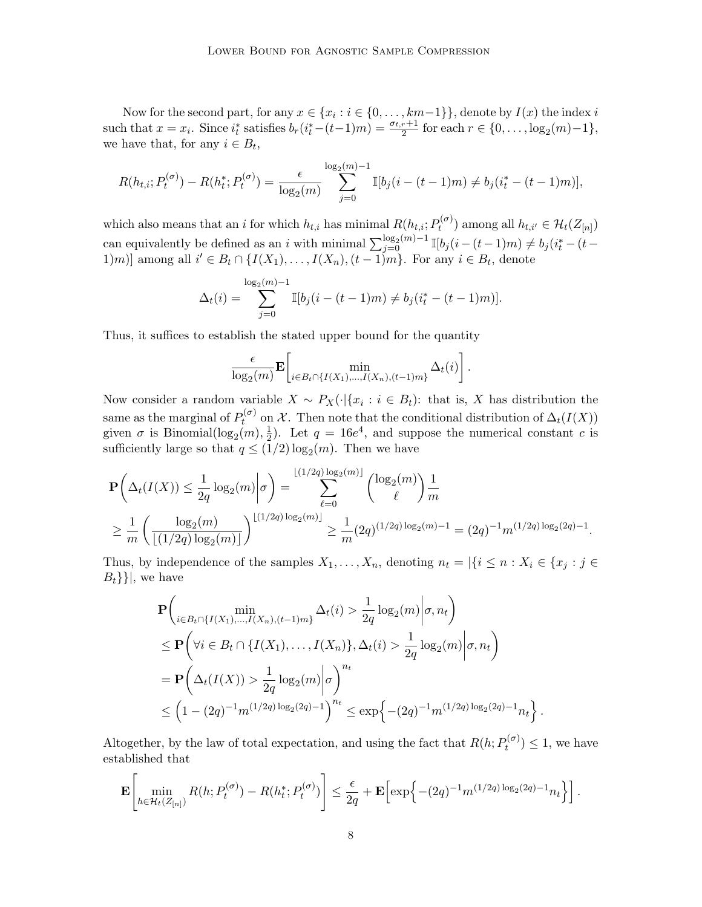Now for the second part, for any $x \in \{x_i : i \in \{0, \ldots, km-1\}\}$, denote by $I(x)$ the index $i$ such that $x = x_i$. Since $i_t^*$ satisfies $b_r(i_t^* - (t-1)m) = \frac{\sigma_{t,r}+1}{2}$ for each $r \in \{0, \ldots, \log_2(m)-1\}$, we have that, for any $i \in B_t$,

$$R(h_{t,i}; P_t^{(\sigma)}) - R(h_t^*; P_t^{(\sigma)}) = \frac{\epsilon}{\log_2(m)} \sum_{j=0}^{\log_2(m)-1} \mathbb{I}[b_j(i-(t-1)m) \neq b_j(i_t^* - (t-1)m)],$$

which also means that an $i$ for which $h_{t,i}$ has minimal $R(h_{t,i}; P_t^{(\sigma)})$ among all $h_{t,i'} \in \mathcal{H}_t(Z_{[n]})$ can equivalently be defined as an $i$ with minimal $\sum_{j=0}^{\log_2(m)-1} \mathbb{I}[b_j(i-(t-1)m) \neq b_j(i_t^* - (t-1)m)]$ among all $i' \in B_t \cap \{I(X_1), \ldots, I(X_n), (t-1)m\}$. For any $i \in B_t$, denote

$$\Delta_t(i) = \sum_{j=0}^{\log_2(m)-1} \mathbb{I}[b_j(i-(t-1)m) \neq b_j(i_t^* - (t-1)m)].$$

Thus, it suffices to establish the stated upper bound for the quantity

$$\frac{\epsilon}{\log_2(m)} \mathbf{E}\left[ \min_{i \in B_t \cap \{I(X_1), \ldots, I(X_n), (t-1)m\}} \Delta_t(i) \right].$$

Now consider a random variable $X \sim P_X(\cdot | \{x_i : i \in B_t\})$: that is, $X$ has distribution the same as the marginal of $P_t^{(\sigma)}$ on $\mathcal{X}$. Then note that the conditional distribution of $\Delta_t(I(X))$ given $\sigma$ is Binomial$(\log_2(m), \frac{1}{2})$. Let $q = 16e^4$, and suppose the numerical constant $c$ is sufficiently large so that $q \leq (1/2)\log_2(m)$. Then we have

$$\begin{aligned}
&\mathbf{P}\left( \Delta_t(I(X)) \leq \frac{1}{2q}\log_2(m) \middle| \sigma \right) = \sum_{\ell=0}^{\lfloor (1/2q)\log_2(m) \rfloor} \binom{\log_2(m)}{\ell} \frac{1}{m} \\
&\geq \frac{1}{m} \left( \frac{\log_2(m)}{\lfloor (1/2q)\log_2(m) \rfloor} \right)^{\lfloor (1/2q)\log_2(m) \rfloor} \geq \frac{1}{m}(2q)^{(1/2q)\log_2(m)-1} = (2q)^{-1} m^{(1/2q)\log_2(2q)-1}.
\end{aligned}$$

Thus, by independence of the samples $X_1, \ldots, X_n$, denoting $n_t = |\{i \leq n : X_i \in \{x_j : j \in B_t\}\}|$, we have

$$\begin{aligned}
&\mathbf{P}\left( \min_{i \in B_t \cap \{I(X_1), \ldots, I(X_n), (t-1)m\}} \Delta_t(i) > \frac{1}{2q}\log_2(m) \middle| \sigma, n_t \right) \\
&\leq \mathbf{P}\left( \forall i \in B_t \cap \{I(X_1), \ldots, I(X_n)\}, \Delta_t(i) > \frac{1}{2q}\log_2(m) \middle| \sigma, n_t \right) \\
&= \mathbf{P}\left( \Delta_t(I(X)) > \frac{1}{2q}\log_2(m) \middle| \sigma \right)^{n_t} \\
&\leq \left( 1 - (2q)^{-1} m^{(1/2q)\log_2(2q)-1} \right)^{n_t} \leq \exp\left\{ -(2q)^{-1} m^{(1/2q)\log_2(2q)-1} n_t \right\}.
\end{aligned}$$

Altogether, by the law of total expectation, and using the fact that $R(h; P_t^{(\sigma)}) \leq 1$, we have established that

$$\mathbf{E}\left[ \min_{h \in \mathcal{H}_t(Z_{[n]})} R(h; P_t^{(\sigma)}) - R(h_t^*; P_t^{(\sigma)}) \right] \leq \frac{\epsilon}{2q} + \mathbf{E}\left[ \exp\left\{ -(2q)^{-1} m^{(1/2q)\log_2(2q)-1} n_t \right\} \right].$$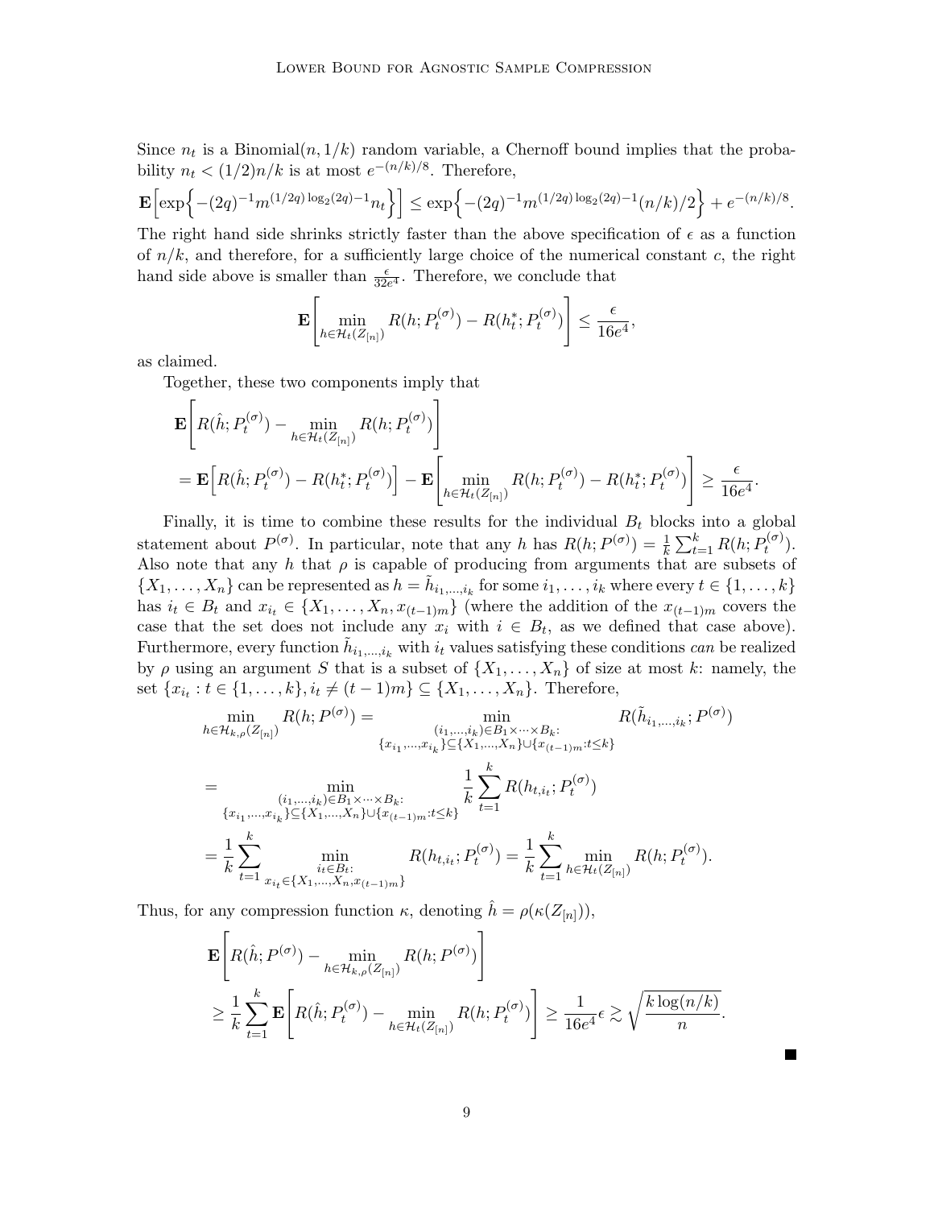Since $n_t$ is a Binomial$(n, 1/k)$ random variable, a Chernoff bound implies that the probability $n_t < (1/2)n/k$ is at most $e^{-(n/k)/8}$. Therefore,

$$\mathbf{E}\left[\exp\left\{-(2q)^{-1}m^{(1/2q)\log_2(2q)-1}n_t\right\}\right] \leq \exp\left\{-(2q)^{-1}m^{(1/2q)\log_2(2q)-1}(n/k)/2\right\} + e^{-(n/k)/8}.$$

The right hand side shrinks strictly faster than the above specification of $\epsilon$ as a function of $n/k$, and therefore, for a sufficiently large choice of the numerical constant $c$, the right hand side above is smaller than $\frac{\epsilon}{32e^4}$. Therefore, we conclude that

$$\mathbf{E}\left[\min_{h \in \mathcal{H}_t(Z_{[n]})} R(h; P_t^{(\sigma)}) - R(h_t^*; P_t^{(\sigma)})\right] \leq \frac{\epsilon}{16e^4},$$

as claimed.

Together, these two components imply that

$$\begin{aligned}
&\mathbf{E}\left[R(\hat{h}; P_t^{(\sigma)}) - \min_{h \in \mathcal{H}_t(Z_{[n]})} R(h; P_t^{(\sigma)})\right] \\
&= \mathbf{E}\left[R(\hat{h}; P_t^{(\sigma)}) - R(h_t^*; P_t^{(\sigma)})\right] - \mathbf{E}\left[\min_{h \in \mathcal{H}_t(Z_{[n]})} R(h; P_t^{(\sigma)}) - R(h_t^*; P_t^{(\sigma)})\right] \geq \frac{\epsilon}{16e^4}.
\end{aligned}$$

Finally, it is time to combine these results for the individual $B_t$ blocks into a global statement about $P^{(\sigma)}$. In particular, note that any $h$ has $R(h; P^{(\sigma)}) = \frac{1}{k}\sum_{t=1}^{k} R(h; P_t^{(\sigma)})$. Also note that any $h$ that $\rho$ is capable of producing from arguments that are subsets of $\{X_1, \ldots, X_n\}$ can be represented as $h = \tilde{h}_{i_1,\ldots,i_k}$ for some $i_1, \ldots, i_k$ where every $t \in \{1, \ldots, k\}$ has $i_t \in B_t$ and $x_{i_t} \in \{X_1, \ldots, X_n, x_{(t-1)m}\}$ (where the addition of the $x_{(t-1)m}$ covers the case that the set does not include any $x_i$ with $i \in B_t$, as we defined that case above). Furthermore, every function $\tilde{h}_{i_1,\ldots,i_k}$ with $i_t$ values satisfying these conditions *can* be realized by $\rho$ using an argument $S$ that is a subset of $\{X_1, \ldots, X_n\}$ of size at most $k$: namely, the set $\{x_{i_t} : t \in \{1, \ldots, k\}, i_t \neq (t-1)m\} \subseteq \{X_1, \ldots, X_n\}$. Therefore,

$$\begin{aligned}
\min_{h \in \mathcal{H}_{k,\rho}(Z_{[n]})} R(h; P^{(\sigma)}) &= \min_{\substack{(i_1,\ldots,i_k) \in B_1 \times \cdots \times B_k: \\ \{x_{i_1},\ldots,x_{i_k}\} \subseteq \{X_1,\ldots,X_n\} \cup \{x_{(t-1)m}: t \leq k\}}} R(\tilde{h}_{i_1,\ldots,i_k}; P^{(\sigma)}) \\
&= \min_{\substack{(i_1,\ldots,i_k) \in B_1 \times \cdots \times B_k: \\ \{x_{i_1},\ldots,x_{i_k}\} \subseteq \{X_1,\ldots,X_n\} \cup \{x_{(t-1)m}: t \leq k\}}} \frac{1}{k}\sum_{t=1}^{k} R(h_{t,i_t}; P_t^{(\sigma)}) \\
&= \frac{1}{k}\sum_{t=1}^{k} \min_{\substack{i_t \in B_t: \\ x_{i_t} \in \{X_1,\ldots,X_n,x_{(t-1)m}\}}} R(h_{t,i_t}; P_t^{(\sigma)}) = \frac{1}{k}\sum_{t=1}^{k} \min_{h \in \mathcal{H}_t(Z_{[n]})} R(h; P_t^{(\sigma)}).
\end{aligned}$$

Thus, for any compression function $\kappa$, denoting $\hat{h} = \rho(\kappa(Z_{[n]}))$,

$$\begin{aligned}
&\mathbf{E}\left[R(\hat{h}; P^{(\sigma)}) - \min_{h \in \mathcal{H}_{k,\rho}(Z_{[n]})} R(h; P^{(\sigma)})\right] \\
&\geq \frac{1}{k}\sum_{t=1}^{k} \mathbf{E}\left[R(\hat{h}; P_t^{(\sigma)}) - \min_{h \in \mathcal{H}_t(Z_{[n]})} R(h; P_t^{(\sigma)})\right] \geq \frac{1}{16e^4}\epsilon \gtrsim \sqrt{\frac{k\log(n/k)}{n}}.
\end{aligned}$$

■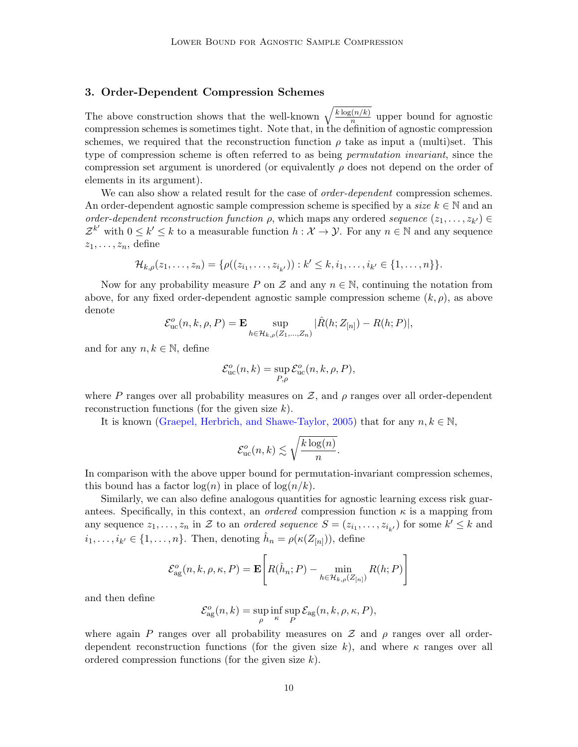## 3. Order-Dependent Compression Schemes

The above construction shows that the well-known $\sqrt{\frac{k\log(n/k)}{n}}$ upper bound for agnostic compression schemes is sometimes tight. Note that, in the definition of agnostic compression schemes, we required that the reconstruction function $\rho$ take as input a (multi)set. This type of compression scheme is often referred to as being *permutation invariant*, since the compression set argument is unordered (or equivalently $\rho$ does not depend on the order of elements in its argument).

We can also show a related result for the case of *order-dependent* compression schemes. An order-dependent agnostic sample compression scheme is specified by a *size* $k \in \mathbb{N}$ and an *order-dependent reconstruction function* $\rho$, which maps any ordered *sequence* $(z_1, \ldots, z_{k'}) \in \mathcal{Z}^{k'}$ with $0 \le k' \le k$ to a measurable function $h : \mathcal{X} \to \mathcal{Y}$. For any $n \in \mathbb{N}$ and any sequence $z_1, \ldots, z_n$, define

$$\mathcal{H}_{k,\rho}(z_1, \ldots, z_n) = \{\rho((z_{i_1}, \ldots, z_{i_{k'}})) : k' \le k, i_1, \ldots, i_{k'} \in \{1, \ldots, n\}\}.$$

Now for any probability measure $P$ on $\mathcal{Z}$ and any $n \in \mathbb{N}$, continuing the notation from above, for any fixed order-dependent agnostic sample compression scheme $(k, \rho)$, as above denote

$$\mathcal{E}^o_{\mathrm{uc}}(n, k, \rho, P) = \mathbf{E} \sup_{h \in \mathcal{H}_{k,\rho}(Z_1,\ldots,Z_n)} |\hat{R}(h; Z_{[n]}) - R(h; P)|,$$

and for any $n, k \in \mathbb{N}$, define

$$\mathcal{E}^o_{\mathrm{uc}}(n, k) = \sup_{P,\rho} \mathcal{E}^o_{\mathrm{uc}}(n, k, \rho, P),$$

where $P$ ranges over all probability measures on $\mathcal{Z}$, and $\rho$ ranges over all order-dependent reconstruction functions (for the given size $k$).

It is known (Graepel, Herbrich, and Shawe-Taylor, 2005) that for any $n, k \in \mathbb{N}$,

$$\mathcal{E}^o_{\mathrm{uc}}(n, k) \lesssim \sqrt{\frac{k\log(n)}{n}}.$$

In comparison with the above upper bound for permutation-invariant compression schemes, this bound has a factor $\log(n)$ in place of $\log(n/k)$.

Similarly, we can also define analogous quantities for agnostic learning excess risk guarantees. Specifically, in this context, an *ordered* compression function $\kappa$ is a mapping from any sequence $z_1, \ldots, z_n$ in $\mathcal{Z}$ to an *ordered sequence* $S = (z_{i_1}, \ldots, z_{i_{k'}})$ for some $k' \le k$ and $i_1, \ldots, i_{k'} \in \{1, \ldots, n\}$. Then, denoting $\hat{h}_n = \rho(\kappa(Z_{[n]}))$, define

$$\mathcal{E}^o_{\mathrm{ag}}(n, k, \rho, \kappa, P) = \mathbf{E}\left[R(\hat{h}_n; P) - \min_{h \in \mathcal{H}_{k,\rho}(Z_{[n]})} R(h; P)\right]$$

and then define

$$\mathcal{E}^o_{\mathrm{ag}}(n, k) = \sup_{\rho} \inf_{\kappa} \sup_{P} \mathcal{E}_{\mathrm{ag}}(n, k, \rho, \kappa, P),$$

where again $P$ ranges over all probability measures on $\mathcal{Z}$ and $\rho$ ranges over all order-dependent reconstruction functions (for the given size $k$), and where $\kappa$ ranges over all ordered compression functions (for the given size $k$).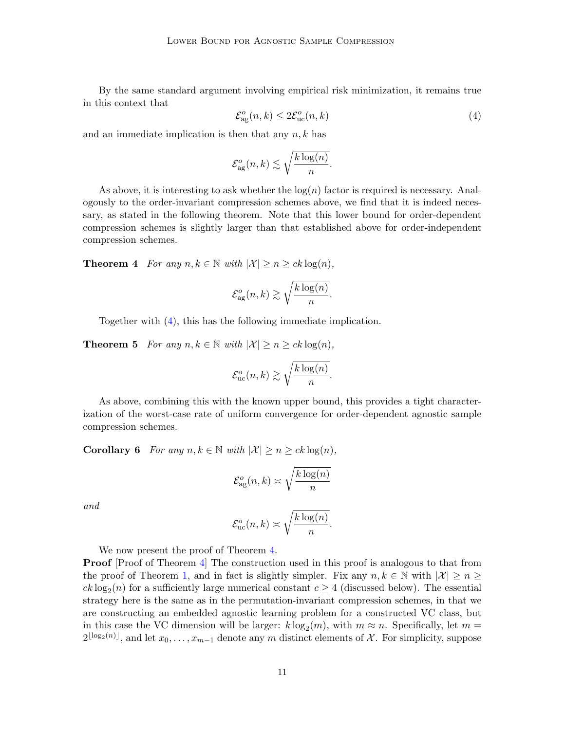By the same standard argument involving empirical risk minimization, it remains true in this context that

$$\mathcal{E}^o_{\mathrm{ag}}(n,k) \le 2\mathcal{E}^o_{\mathrm{uc}}(n,k) \tag{4}$$

and an immediate implication is then that any $n, k$ has

$$\mathcal{E}^o_{\mathrm{ag}}(n,k) \lesssim \sqrt{\frac{k\log(n)}{n}}.$$

As above, it is interesting to ask whether the $\log(n)$ factor is required is necessary. Analogously to the order-invariant compression schemes above, we find that it is indeed necessary, as stated in the following theorem. Note that this lower bound for order-dependent compression schemes is slightly larger than that established above for order-independent compression schemes.

**Theorem 4** *For any $n, k \in \mathbb{N}$ with $|\mathcal{X}| \ge n \ge ck\log(n)$,*

$$\mathcal{E}^o_{\mathrm{ag}}(n,k) \gtrsim \sqrt{\frac{k\log(n)}{n}}.$$

Together with (4), this has the following immediate implication.

**Theorem 5** *For any $n, k \in \mathbb{N}$ with $|\mathcal{X}| \ge n \ge ck\log(n)$,*

$$\mathcal{E}^o_{\mathrm{uc}}(n,k) \gtrsim \sqrt{\frac{k\log(n)}{n}}.$$

As above, combining this with the known upper bound, this provides a tight characterization of the worst-case rate of uniform convergence for order-dependent agnostic sample compression schemes.

**Corollary 6** *For any $n, k \in \mathbb{N}$ with $|\mathcal{X}| \ge n \ge ck\log(n)$,*

$$\mathcal{E}^o_{\mathrm{ag}}(n,k) \asymp \sqrt{\frac{k\log(n)}{n}}$$

*and*

$$\mathcal{E}^o_{\mathrm{uc}}(n,k) \asymp \sqrt{\frac{k\log(n)}{n}}.$$

We now present the proof of Theorem 4.

**Proof** [Proof of Theorem 4] The construction used in this proof is analogous to that from the proof of Theorem 1, and in fact is slightly simpler. Fix any $n, k \in \mathbb{N}$ with $|\mathcal{X}| \ge n \ge ck\log_2(n)$ for a sufficiently large numerical constant $c \ge 4$ (discussed below). The essential strategy here is the same as in the permutation-invariant compression schemes, in that we are constructing an embedded agnostic learning problem for a constructed VC class, but in this case the VC dimension will be larger: $k\log_2(m)$, with $m \approx n$. Specifically, let $m = 2^{\lfloor \log_2(n) \rfloor}$, and let $x_0, \ldots, x_{m-1}$ denote any $m$ distinct elements of $\mathcal{X}$. For simplicity, suppose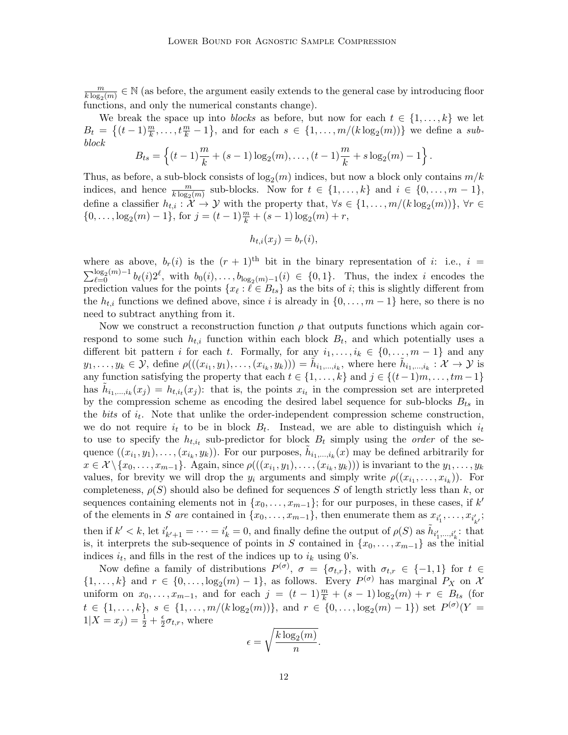$\frac{m}{k \log_2(m)} \in \mathbb{N}$ (as before, the argument easily extends to the general case by introducing floor functions, and only the numerical constants change).

We break the space up into *blocks* as before, but now for each $t \in \{1, \ldots, k\}$ we let $B_t = \left\{(t-1)\frac{m}{k}, \ldots, t\frac{m}{k} - 1\right\}$, and for each $s \in \{1, \ldots, m/(k\log_2(m))\}$ we define a *sub-block*

$$B_{ts} = \left\{(t-1)\frac{m}{k} + (s-1)\log_2(m), \ldots, (t-1)\frac{m}{k} + s\log_2(m) - 1\right\}.$$

Thus, as before, a sub-block consists of $\log_2(m)$ indices, but now a block only contains $m/k$ indices, and hence $\frac{m}{k\log_2(m)}$ sub-blocks. Now for $t \in \{1, \ldots, k\}$ and $i \in \{0, \ldots, m-1\}$, define a classifier $h_{t,i} : \mathcal{X} \to \mathcal{Y}$ with the property that, $\forall s \in \{1, \ldots, m/(k\log_2(m))\}$, $\forall r \in \{0, \ldots, \log_2(m) - 1\}$, for $j = (t-1)\frac{m}{k} + (s-1)\log_2(m) + r$,

$$h_{t,i}(x_j) = b_r(i),$$

where as above, $b_r(i)$ is the $(r+1)^{\text{th}}$ bit in the binary representation of $i$: i.e., $i = \sum_{\ell=0}^{\log_2(m)-1} b_\ell(i)2^\ell$, with $b_0(i), \ldots, b_{\log_2(m)-1}(i) \in \{0,1\}$. Thus, the index $i$ encodes the prediction values for the points $\{x_\ell : \ell \in B_{ts}\}$ as the bits of $i$; this is slightly different from the $h_{t,i}$ functions we defined above, since $i$ is already in $\{0, \ldots, m-1\}$ here, so there is no need to subtract anything from it.

Now we construct a reconstruction function $\rho$ that outputs functions which again correspond to some such $h_{t,i}$ function within each block $B_t$, and which potentially uses a different bit pattern $i$ for each $t$. Formally, for any $i_1, \ldots, i_k \in \{0, \ldots, m-1\}$ and any $y_1, \ldots, y_k \in \mathcal{Y}$, define $\rho(((x_{i_1}, y_1), \ldots, (x_{i_k}, y_k))) = \tilde{h}_{i_1,\ldots,i_k}$, where here $\tilde{h}_{i_1,\ldots,i_k} : \mathcal{X} \to \mathcal{Y}$ is any function satisfying the property that each $t \in \{1, \ldots, k\}$ and $j \in \{(t-1)m, \ldots, tm-1\}$ has $\tilde{h}_{i_1,\ldots,i_k}(x_j) = h_{t,i_t}(x_j)$: that is, the points $x_{i_t}$ in the compression set are interpreted by the compression scheme as encoding the desired label sequence for sub-blocks $B_{ts}$ in the *bits* of $i_t$. Note that unlike the order-independent compression scheme construction, we do not require $i_t$ to be in block $B_t$. Instead, we are able to distinguish which $i_t$ to use to specify the $h_{t,i_t}$ sub-predictor for block $B_t$ simply using the *order* of the sequence $((x_{i_1}, y_1), \ldots, (x_{i_k}, y_k))$. For our purposes, $\tilde{h}_{i_1,\ldots,i_k}(x)$ may be defined arbitrarily for $x \in \mathcal{X} \setminus \{x_0, \ldots, x_{m-1}\}$. Again, since $\rho(((x_{i_1}, y_1), \ldots, (x_{i_k}, y_k)))$ is invariant to the $y_1, \ldots, y_k$ values, for brevity we will drop the $y_i$ arguments and simply write $\rho((x_{i_1}, \ldots, x_{i_k}))$. For completeness, $\rho(S)$ should also be defined for sequences $S$ of length strictly less than $k$, or sequences containing elements not in $\{x_0, \ldots, x_{m-1}\}$; for our purposes, in these cases, if $k'$ of the elements in $S$ *are* contained in $\{x_0, \ldots, x_{m-1}\}$, then enumerate them as $x_{i'_1}, \ldots, x_{i'_{k'}}$; then if $k' < k$, let $i'_{k'+1} = \cdots = i'_k = 0$, and finally define the output of $\rho(S)$ as $\tilde{h}_{i'_1,\ldots,i'_k}$: that is, it interprets the sub-sequence of points in $S$ contained in $\{x_0, \ldots, x_{m-1}\}$ as the initial indices $i_t$, and fills in the rest of the indices up to $i_k$ using 0's.

Now define a family of distributions $P^{(\sigma)}$, $\sigma = \{\sigma_{t,r}\}$, with $\sigma_{t,r} \in \{-1, 1\}$ for $t \in \{1, \ldots, k\}$ and $r \in \{0, \ldots, \log_2(m) - 1\}$, as follows. Every $P^{(\sigma)}$ has marginal $P_X$ on $\mathcal{X}$ uniform on $x_0, \ldots, x_{m-1}$, and for each $j = (t-1)\frac{m}{k} + (s-1)\log_2(m) + r \in B_{ts}$ (for $t \in \{1, \ldots, k\}$, $s \in \{1, \ldots, m/(k\log_2(m))\}$, and $r \in \{0, \ldots, \log_2(m) - 1\}$) set $P^{(\sigma)}(Y = 1|X = x_j) = \frac{1}{2} + \frac{\epsilon}{2}\sigma_{t,r}$, where

$$\epsilon = \sqrt{\frac{k\log_2(m)}{n}}.$$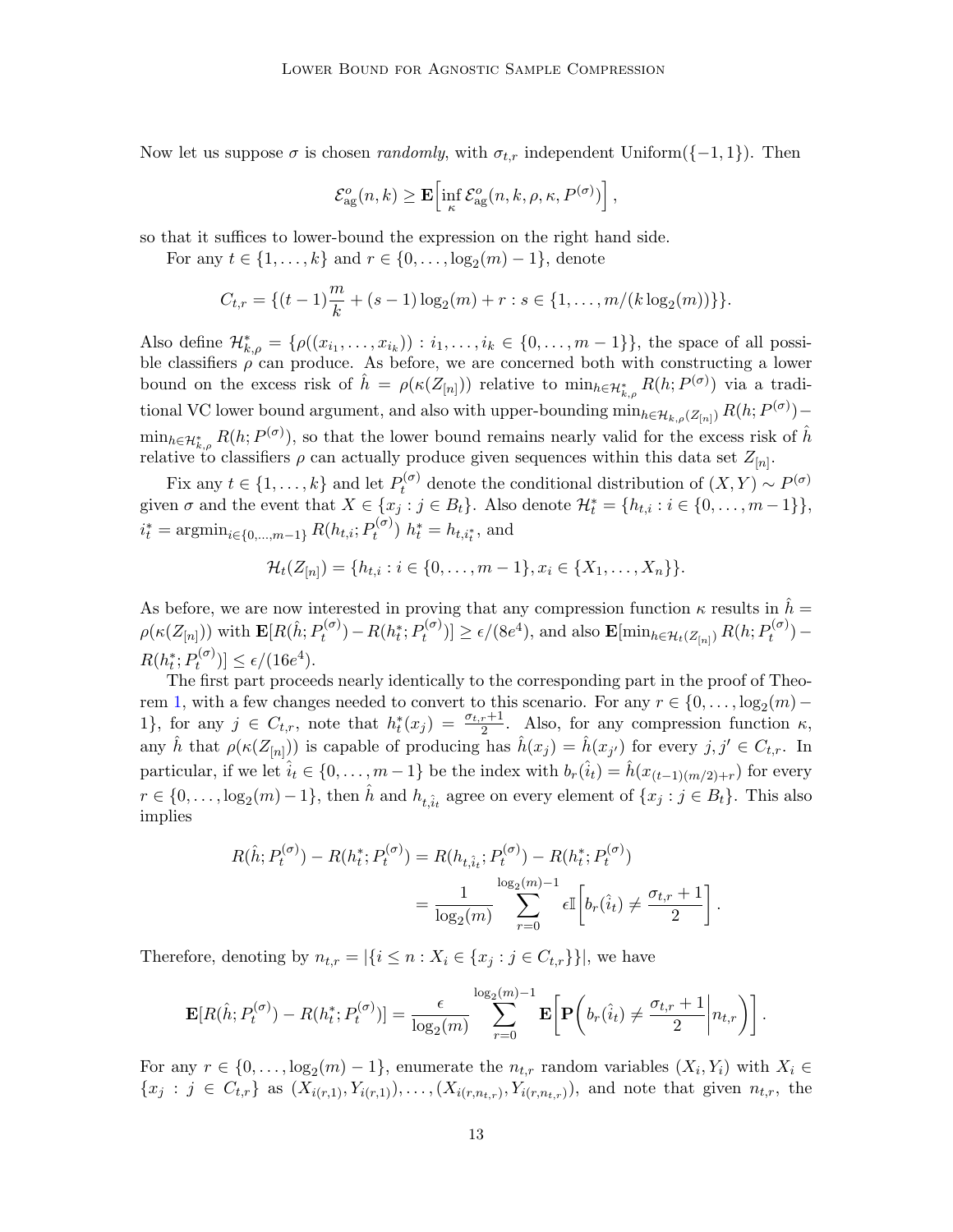Now let us suppose $\sigma$ is chosen *randomly*, with $\sigma_{t,r}$ independent Uniform($\{-1,1\}$). Then

$$\mathcal{E}^o_{\text{ag}}(n,k) \geq \mathbf{E}\Big[\inf_{\kappa} \mathcal{E}^o_{\text{ag}}(n,k,\rho,\kappa,P^{(\sigma)})\Big],$$

so that it suffices to lower-bound the expression on the right hand side.

For any $t \in \{1,\ldots,k\}$ and $r \in \{0,\ldots,\log_2(m)-1\}$, denote

$$C_{t,r} = \{(t-1)\frac{m}{k} + (s-1)\log_2(m) + r : s \in \{1,\ldots,m/(k\log_2(m))\}\}.$$

Also define $\mathcal{H}^*_{k,\rho} = \{\rho((x_{i_1},\ldots,x_{i_k})) : i_1,\ldots,i_k \in \{0,\ldots,m-1\}\}$, the space of all possible classifiers $\rho$ can produce. As before, we are concerned both with constructing a lower bound on the excess risk of $\hat{h} = \rho(\kappa(Z_{[n]}))$ relative to $\min_{h\in\mathcal{H}^*_{k,\rho}} R(h;P^{(\sigma)})$ via a traditional VC lower bound argument, and also with upper-bounding $\min_{h\in\mathcal{H}_{k,\rho}(Z_{[n]})} R(h;P^{(\sigma)}) - \min_{h\in\mathcal{H}^*_{k,\rho}} R(h;P^{(\sigma)})$, so that the lower bound remains nearly valid for the excess risk of $\hat{h}$ relative to classifiers $\rho$ can actually produce given sequences within this data set $Z_{[n]}$.

Fix any $t \in \{1,\ldots,k\}$ and let $P^{(\sigma)}_t$ denote the conditional distribution of $(X,Y) \sim P^{(\sigma)}$ given $\sigma$ and the event that $X \in \{x_j : j \in B_t\}$. Also denote $\mathcal{H}^*_t = \{h_{t,i} : i \in \{0,\ldots,m-1\}\}$, $i^*_t = \operatorname{argmin}_{i\in\{0,\ldots,m-1\}} R(h_{t,i};P^{(\sigma)}_t)$ $h^*_t = h_{t,i^*_t}$, and

$$\mathcal{H}_t(Z_{[n]}) = \{h_{t,i} : i \in \{0,\ldots,m-1\}, x_i \in \{X_1,\ldots,X_n\}\}.$$

As before, we are now interested in proving that any compression function $\kappa$ results in $\hat{h} = \rho(\kappa(Z_{[n]}))$ with $\mathbf{E}[R(\hat{h};P^{(\sigma)}_t) - R(h^*_t;P^{(\sigma)}_t)] \geq \epsilon/(8e^4)$, and also $\mathbf{E}[\min_{h\in\mathcal{H}_t(Z_{[n]})} R(h;P^{(\sigma)}_t) - R(h^*_t;P^{(\sigma)}_t)] \leq \epsilon/(16e^4)$.

The first part proceeds nearly identically to the corresponding part in the proof of Theorem 1, with a few changes needed to convert to this scenario. For any $r \in \{0,\ldots,\log_2(m)-1\}$, for any $j \in C_{t,r}$, note that $h^*_t(x_j) = \frac{\sigma_{t,r}+1}{2}$. Also, for any compression function $\kappa$, any $\hat{h}$ that $\rho(\kappa(Z_{[n]}))$ is capable of producing has $\hat{h}(x_j) = \hat{h}(x_{j'})$ for every $j,j' \in C_{t,r}$. In particular, if we let $\hat{i}_t \in \{0,\ldots,m-1\}$ be the index with $b_r(\hat{i}_t) = \hat{h}(x_{(t-1)(m/2)+r})$ for every $r \in \{0,\ldots,\log_2(m)-1\}$, then $\hat{h}$ and $h_{t,\hat{i}_t}$ agree on every element of $\{x_j : j \in B_t\}$. This also implies

$$\begin{aligned}
R(\hat{h};P^{(\sigma)}_t) - R(h^*_t;P^{(\sigma)}_t) &= R(h_{t,\hat{i}_t};P^{(\sigma)}_t) - R(h^*_t;P^{(\sigma)}_t) \\
&= \frac{1}{\log_2(m)} \sum_{r=0}^{\log_2(m)-1} \epsilon \mathbb{I}\left[b_r(\hat{i}_t) \neq \frac{\sigma_{t,r}+1}{2}\right].
\end{aligned}$$

Therefore, denoting by $n_{t,r} = |\{i \leq n : X_i \in \{x_j : j \in C_{t,r}\}\}|$, we have

$$\mathbf{E}[R(\hat{h};P^{(\sigma)}_t) - R(h^*_t;P^{(\sigma)}_t)] = \frac{\epsilon}{\log_2(m)} \sum_{r=0}^{\log_2(m)-1} \mathbf{E}\left[\mathbf{P}\left(b_r(\hat{i}_t) \neq \frac{\sigma_{t,r}+1}{2}\middle| n_{t,r}\right)\right].$$

For any $r \in \{0,\ldots,\log_2(m)-1\}$, enumerate the $n_{t,r}$ random variables $(X_i,Y_i)$ with $X_i \in \{x_j : j \in C_{t,r}\}$ as $(X_{i(r,1)},Y_{i(r,1)}),\ldots,(X_{i(r,n_{t,r})},Y_{i(r,n_{t,r})})$, and note that given $n_{t,r}$, the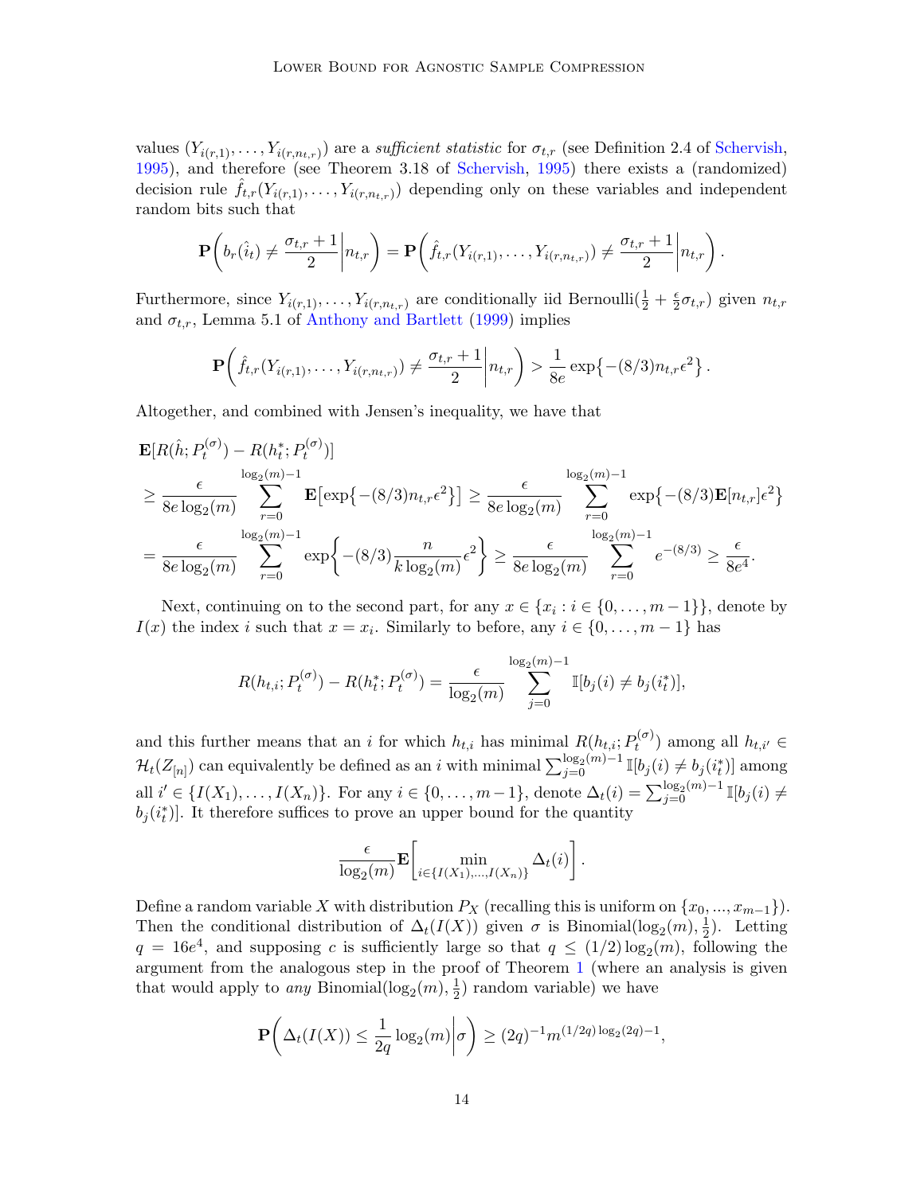values $(Y_{i(r,1)}, \ldots, Y_{i(r,n_{t,r})})$ are a *sufficient statistic* for $\sigma_{t,r}$ (see Definition 2.4 of Schervish, 1995), and therefore (see Theorem 3.18 of Schervish, 1995) there exists a (randomized) decision rule $\hat{f}_{t,r}(Y_{i(r,1)}, \ldots, Y_{i(r,n_{t,r})})$ depending only on these variables and independent random bits such that

$$\mathbf{P}\left( b_r(\hat{i}_t) \neq \frac{\sigma_{t,r}+1}{2} \middle| n_{t,r} \right) = \mathbf{P}\left( \hat{f}_{t,r}(Y_{i(r,1)}, \ldots, Y_{i(r,n_{t,r})}) \neq \frac{\sigma_{t,r}+1}{2} \middle| n_{t,r} \right).$$

Furthermore, since $Y_{i(r,1)}, \ldots, Y_{i(r,n_{t,r})}$ are conditionally iid Bernoulli$(\frac{1}{2} + \frac{\epsilon}{2}\sigma_{t,r})$ given $n_{t,r}$ and $\sigma_{t,r}$, Lemma 5.1 of Anthony and Bartlett (1999) implies

$$\mathbf{P}\left( \hat{f}_{t,r}(Y_{i(r,1)}, \ldots, Y_{i(r,n_{t,r})}) \neq \frac{\sigma_{t,r}+1}{2} \middle| n_{t,r} \right) > \frac{1}{8e} \exp\{-(8/3)n_{t,r}\epsilon^2\}.$$

Altogether, and combined with Jensen's inequality, we have that

$$\begin{aligned}
&\mathbf{E}[R(\hat{h}; P_t^{(\sigma)}) - R(h_t^*; P_t^{(\sigma)})] \\
&\geq \frac{\epsilon}{8e\log_2(m)} \sum_{r=0}^{\log_2(m)-1} \mathbf{E}\left[\exp\{-(8/3)n_{t,r}\epsilon^2\}\right] \geq \frac{\epsilon}{8e\log_2(m)} \sum_{r=0}^{\log_2(m)-1} \exp\{-(8/3)\mathbf{E}[n_{t,r}]\epsilon^2\} \\
&= \frac{\epsilon}{8e\log_2(m)} \sum_{r=0}^{\log_2(m)-1} \exp\left\{-(8/3)\frac{n}{k\log_2(m)}\epsilon^2\right\} \geq \frac{\epsilon}{8e\log_2(m)} \sum_{r=0}^{\log_2(m)-1} e^{-(8/3)} \geq \frac{\epsilon}{8e^4}.
\end{aligned}$$

Next, continuing on to the second part, for any $x \in \{x_i : i \in \{0, \ldots, m-1\}\}$, denote by $I(x)$ the index $i$ such that $x = x_i$. Similarly to before, any $i \in \{0, \ldots, m-1\}$ has

$$R(h_{t,i}; P_t^{(\sigma)}) - R(h_t^*; P_t^{(\sigma)}) = \frac{\epsilon}{\log_2(m)} \sum_{j=0}^{\log_2(m)-1} \mathbb{I}[b_j(i) \neq b_j(i_t^*)],$$

and this further means that an $i$ for which $h_{t,i}$ has minimal $R(h_{t,i}; P_t^{(\sigma)})$ among all $h_{t,i'} \in \mathcal{H}_t(Z_{[n]})$ can equivalently be defined as an $i$ with minimal $\sum_{j=0}^{\log_2(m)-1} \mathbb{I}[b_j(i) \neq b_j(i_t^*)]$ among all $i' \in \{I(X_1), \ldots, I(X_n)\}$. For any $i \in \{0, \ldots, m-1\}$, denote $\Delta_t(i) = \sum_{j=0}^{\log_2(m)-1} \mathbb{I}[b_j(i) \neq b_j(i_t^*)]$. It therefore suffices to prove an upper bound for the quantity

$$\frac{\epsilon}{\log_2(m)} \mathbf{E}\left[ \min_{i \in \{I(X_1), \ldots, I(X_n)\}} \Delta_t(i) \right].$$

Define a random variable $X$ with distribution $P_X$ (recalling this is uniform on $\{x_0, ..., x_{m-1}\}$). Then the conditional distribution of $\Delta_t(I(X))$ given $\sigma$ is Binomial$(\log_2(m), \frac{1}{2})$. Letting $q = 16e^4$, and supposing $c$ is sufficiently large so that $q \leq (1/2)\log_2(m)$, following the argument from the analogous step in the proof of Theorem 1 (where an analysis is given that would apply to *any* Binomial$(\log_2(m), \frac{1}{2})$ random variable) we have

$$\mathbf{P}\left( \Delta_t(I(X)) \leq \frac{1}{2q}\log_2(m) \middle| \sigma \right) \geq (2q)^{-1} m^{(1/2q)\log_2(2q)-1},$$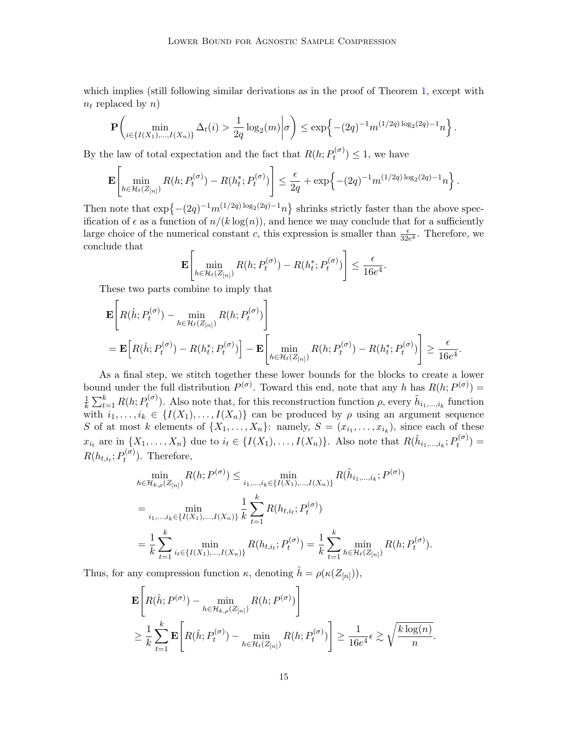which implies (still following similar derivations as in the proof of Theorem 1, except with $n_t$ replaced by $n$)

$$\mathbf{P}\left(\min_{i\in\{I(X_1),\ldots,I(X_n)\}} \Delta_t(i) > \frac{1}{2q}\log_2(m)\middle|\sigma\right) \le \exp\left\{-(2q)^{-1}m^{(1/2q)\log_2(2q)-1}n\right\}.$$

By the law of total expectation and the fact that $R(h;P_t^{(\sigma)}) \le 1$, we have

$$\mathbf{E}\left[\min_{h\in\mathcal{H}_t(Z_{[n]})} R(h;P_t^{(\sigma)}) - R(h_t^*;P_t^{(\sigma)})\right] \le \frac{\epsilon}{2q} + \exp\left\{-(2q)^{-1}m^{(1/2q)\log_2(2q)-1}n\right\}.$$

Then note that $\exp\left\{-(2q)^{-1}m^{(1/2q)\log_2(2q)-1}n\right\}$ shrinks strictly faster than the above specification of $\epsilon$ as a function of $n/(k\log(n))$, and hence we may conclude that for a sufficiently large choice of the numerical constant $c$, this expression is smaller than $\frac{\epsilon}{32e^4}$. Therefore, we conclude that

$$\mathbf{E}\left[\min_{h\in\mathcal{H}_t(Z_{[n]})} R(h;P_t^{(\sigma)}) - R(h_t^*;P_t^{(\sigma)})\right] \le \frac{\epsilon}{16e^4}.$$

These two parts combine to imply that

$$\begin{aligned}
&\mathbf{E}\left[R(\hat{h};P_t^{(\sigma)}) - \min_{h\in\mathcal{H}_t(Z_{[n]})} R(h;P_t^{(\sigma)})\right] \\
&= \mathbf{E}\left[R(\hat{h};P_t^{(\sigma)}) - R(h_t^*;P_t^{(\sigma)})\right] - \mathbf{E}\left[\min_{h\in\mathcal{H}_t(Z_{[n]})} R(h;P_t^{(\sigma)}) - R(h_t^*;P_t^{(\sigma)})\right] \ge \frac{\epsilon}{16e^4}.
\end{aligned}$$

As a final step, we stitch together these lower bounds for the blocks to create a lower bound under the full distribution $P^{(\sigma)}$. Toward this end, note that any $h$ has $R(h;P^{(\sigma)}) = \frac{1}{k}\sum_{t=1}^{k} R(h;P_t^{(\sigma)})$. Also note that, for this reconstruction function $\rho$, every $\tilde{h}_{i_1,\ldots,i_k}$ function with $i_1,\ldots,i_k \in \{I(X_1),\ldots,I(X_n)\}$ can be produced by $\rho$ using an argument sequence $S$ of at most $k$ elements of $\{X_1,\ldots,X_n\}$: namely, $S = (x_{i_1},\ldots,x_{i_k})$, since each of these $x_{i_t}$ are in $\{X_1,\ldots,X_n\}$ due to $i_t \in \{I(X_1),\ldots,I(X_n)\}$. Also note that $R(\tilde{h}_{i_1,\ldots,i_k};P_t^{(\sigma)}) = R(h_{t,i_t};P_t^{(\sigma)})$. Therefore,

$$\begin{aligned}
\min_{h\in\mathcal{H}_{k,\rho}(Z_{[n]})} R(h;P^{(\sigma)}) &\le \min_{i_1,\ldots,i_k\in\{I(X_1),\ldots,I(X_n)\}} R(\tilde{h}_{i_1,\ldots,i_k};P^{(\sigma)}) \\
&= \min_{i_1,\ldots,i_k\in\{I(X_1),\ldots,I(X_n)\}} \frac{1}{k}\sum_{t=1}^{k} R(h_{t,i_t};P_t^{(\sigma)}) \\
&= \frac{1}{k}\sum_{t=1}^{k} \min_{i_t\in\{I(X_1),\ldots,I(X_n)\}} R(h_{t,i_t};P_t^{(\sigma)}) = \frac{1}{k}\sum_{t=1}^{k} \min_{h\in\mathcal{H}_t(Z_{[n]})} R(h;P_t^{(\sigma)}).
\end{aligned}$$

Thus, for any compression function $\kappa$, denoting $\hat{h} = \rho(\kappa(Z_{[n]}))$,

$$\begin{aligned}
&\mathbf{E}\left[R(\hat{h};P^{(\sigma)}) - \min_{h\in\mathcal{H}_{k,\rho}(Z_{[n]})} R(h;P^{(\sigma)})\right] \\
&\ge \frac{1}{k}\sum_{t=1}^{k} \mathbf{E}\left[R(\hat{h};P_t^{(\sigma)}) - \min_{h\in\mathcal{H}_t(Z_{[n]})} R(h;P_t^{(\sigma)})\right] \ge \frac{1}{16e^4}\epsilon \gtrsim \sqrt{\frac{k\log(n)}{n}}.
\end{aligned}$$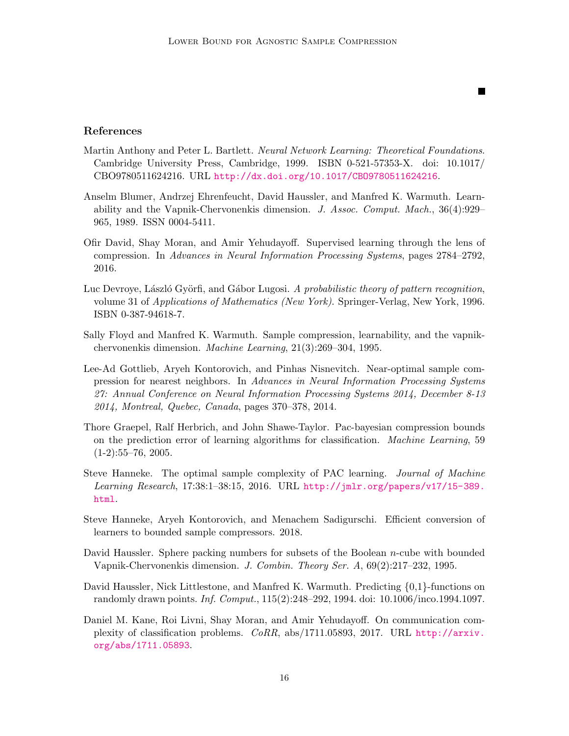■

## References

Martin Anthony and Peter L. Bartlett. *Neural Network Learning: Theoretical Foundations*. Cambridge University Press, Cambridge, 1999. ISBN 0-521-57353-X. doi: 10.1017/CBO9780511624216. URL http://dx.doi.org/10.1017/CBO9780511624216.

Anselm Blumer, Andrzej Ehrenfeucht, David Haussler, and Manfred K. Warmuth. Learnability and the Vapnik-Chervonenkis dimension. *J. Assoc. Comput. Mach.*, 36(4):929–965, 1989. ISSN 0004-5411.

Ofir David, Shay Moran, and Amir Yehudayoff. Supervised learning through the lens of compression. In *Advances in Neural Information Processing Systems*, pages 2784–2792, 2016.

Luc Devroye, László Györfi, and Gábor Lugosi. *A probabilistic theory of pattern recognition*, volume 31 of *Applications of Mathematics (New York)*. Springer-Verlag, New York, 1996. ISBN 0-387-94618-7.

Sally Floyd and Manfred K. Warmuth. Sample compression, learnability, and the vapnik-chervonenkis dimension. *Machine Learning*, 21(3):269–304, 1995.

Lee-Ad Gottlieb, Aryeh Kontorovich, and Pinhas Nisnevitch. Near-optimal sample compression for nearest neighbors. In *Advances in Neural Information Processing Systems 27: Annual Conference on Neural Information Processing Systems 2014, December 8-13 2014, Montreal, Quebec, Canada*, pages 370–378, 2014.

Thore Graepel, Ralf Herbrich, and John Shawe-Taylor. Pac-bayesian compression bounds on the prediction error of learning algorithms for classification. *Machine Learning*, 59 (1-2):55–76, 2005.

Steve Hanneke. The optimal sample complexity of PAC learning. *Journal of Machine Learning Research*, 17:38:1–38:15, 2016. URL http://jmlr.org/papers/v17/15-389.html.

Steve Hanneke, Aryeh Kontorovich, and Menachem Sadigurschi. Efficient conversion of learners to bounded sample compressors. 2018.

David Haussler. Sphere packing numbers for subsets of the Boolean $n$-cube with bounded Vapnik-Chervonenkis dimension. *J. Combin. Theory Ser. A*, 69(2):217–232, 1995.

David Haussler, Nick Littlestone, and Manfred K. Warmuth. Predicting {0,1}-functions on randomly drawn points. *Inf. Comput.*, 115(2):248–292, 1994. doi: 10.1006/inco.1994.1097.

Daniel M. Kane, Roi Livni, Shay Moran, and Amir Yehudayoff. On communication complexity of classification problems. *CoRR*, abs/1711.05893, 2017. URL http://arxiv.org/abs/1711.05893.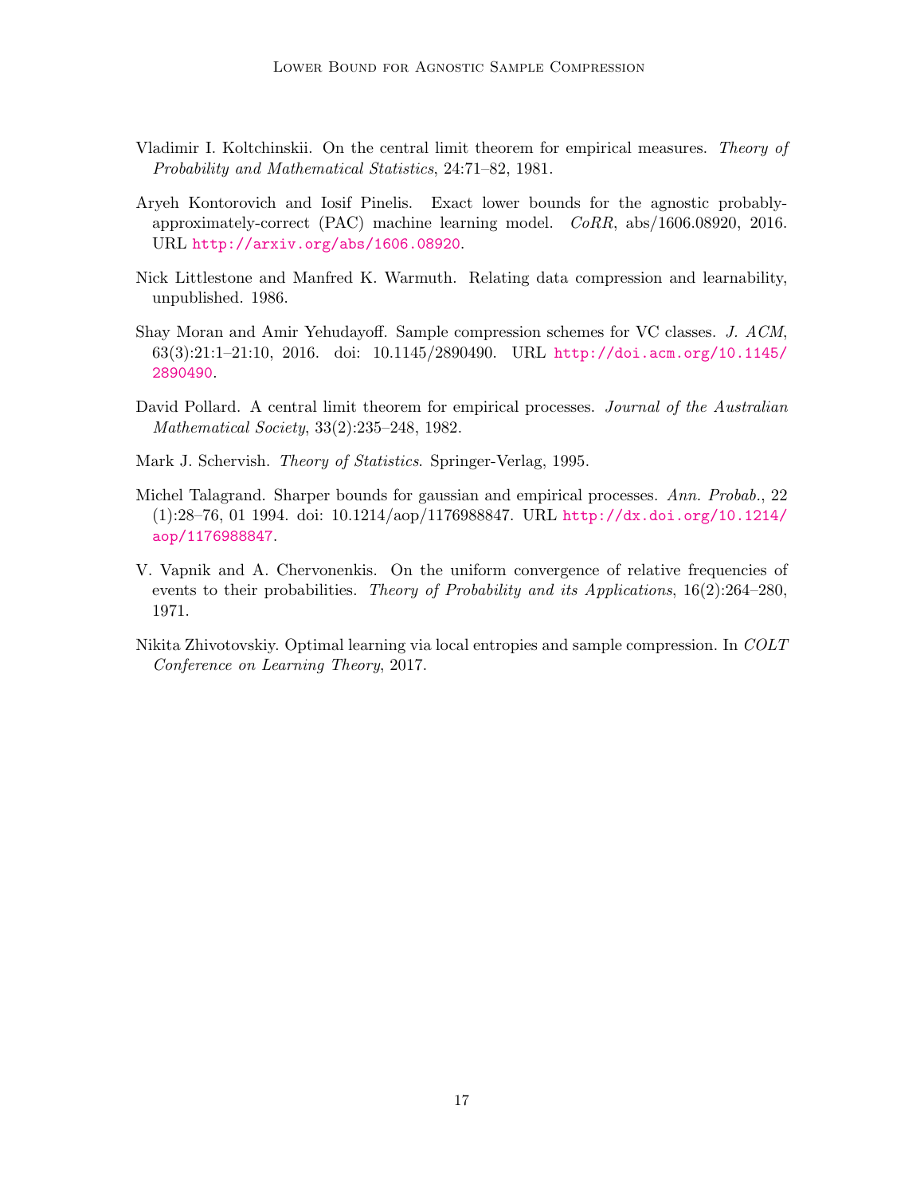Vladimir I. Koltchinskii. On the central limit theorem for empirical measures. *Theory of Probability and Mathematical Statistics*, 24:71–82, 1981.

Aryeh Kontorovich and Iosif Pinelis. Exact lower bounds for the agnostic probably-approximately-correct (PAC) machine learning model. *CoRR*, abs/1606.08920, 2016. URL http://arxiv.org/abs/1606.08920.

Nick Littlestone and Manfred K. Warmuth. Relating data compression and learnability, unpublished. 1986.

Shay Moran and Amir Yehudayoff. Sample compression schemes for VC classes. *J. ACM*, 63(3):21:1–21:10, 2016. doi: 10.1145/2890490. URL http://doi.acm.org/10.1145/2890490.

David Pollard. A central limit theorem for empirical processes. *Journal of the Australian Mathematical Society*, 33(2):235–248, 1982.

Mark J. Schervish. *Theory of Statistics*. Springer-Verlag, 1995.

Michel Talagrand. Sharper bounds for gaussian and empirical processes. *Ann. Probab.*, 22 (1):28–76, 01 1994. doi: 10.1214/aop/1176988847. URL http://dx.doi.org/10.1214/aop/1176988847.

V. Vapnik and A. Chervonenkis. On the uniform convergence of relative frequencies of events to their probabilities. *Theory of Probability and its Applications*, 16(2):264–280, 1971.

Nikita Zhivotovskiy. Optimal learning via local entropies and sample compression. In *COLT Conference on Learning Theory*, 2017.